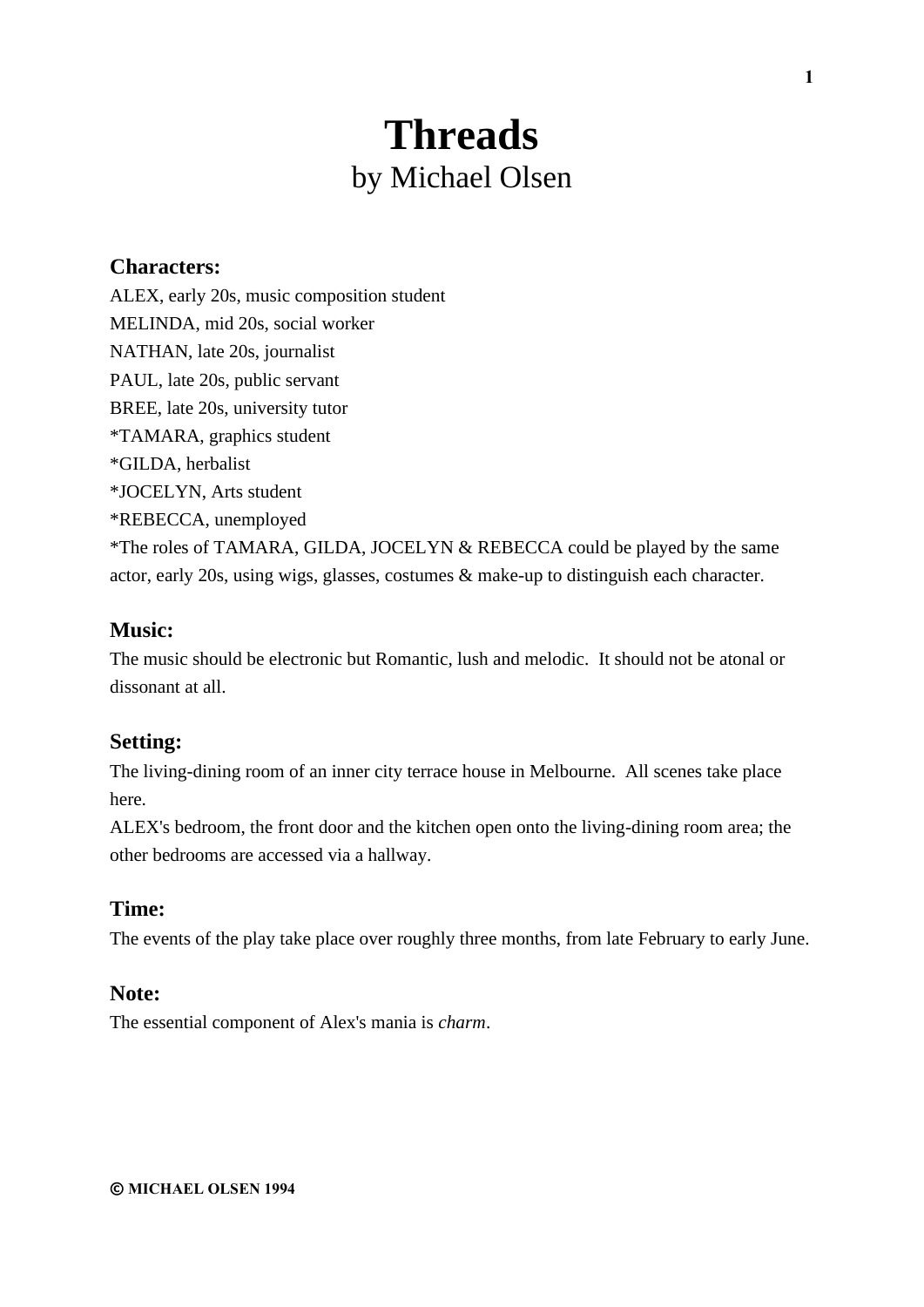# Threads
by Michael Olsen

### Characters:

ALEX, early 20s, music composition student
MELINDA, mid 20s, social worker
NATHAN, late 20s, journalist
PAUL, late 20s, public servant
BREE, late 20s, university tutor
*TAMARA, graphics student
*GILDA, herbalist
*JOCELYN, Arts student
*REBECCA, unemployed
*The roles of TAMARA, GILDA, JOCELYN & REBECCA could be played by the same actor, early 20s, using wigs, glasses, costumes & make-up to distinguish each character.

### Music:

The music should be electronic but Romantic, lush and melodic. It should not be atonal or dissonant at all.

### Setting:

The living-dining room of an inner city terrace house in Melbourne. All scenes take place here.
ALEX's bedroom, the front door and the kitchen open onto the living-dining room area; the other bedrooms are accessed via a hallway.

### Time:

The events of the play take place over roughly three months, from late February to early June.

### Note:

The essential component of Alex's mania is *charm*.

**© MICHAEL OLSEN 1994**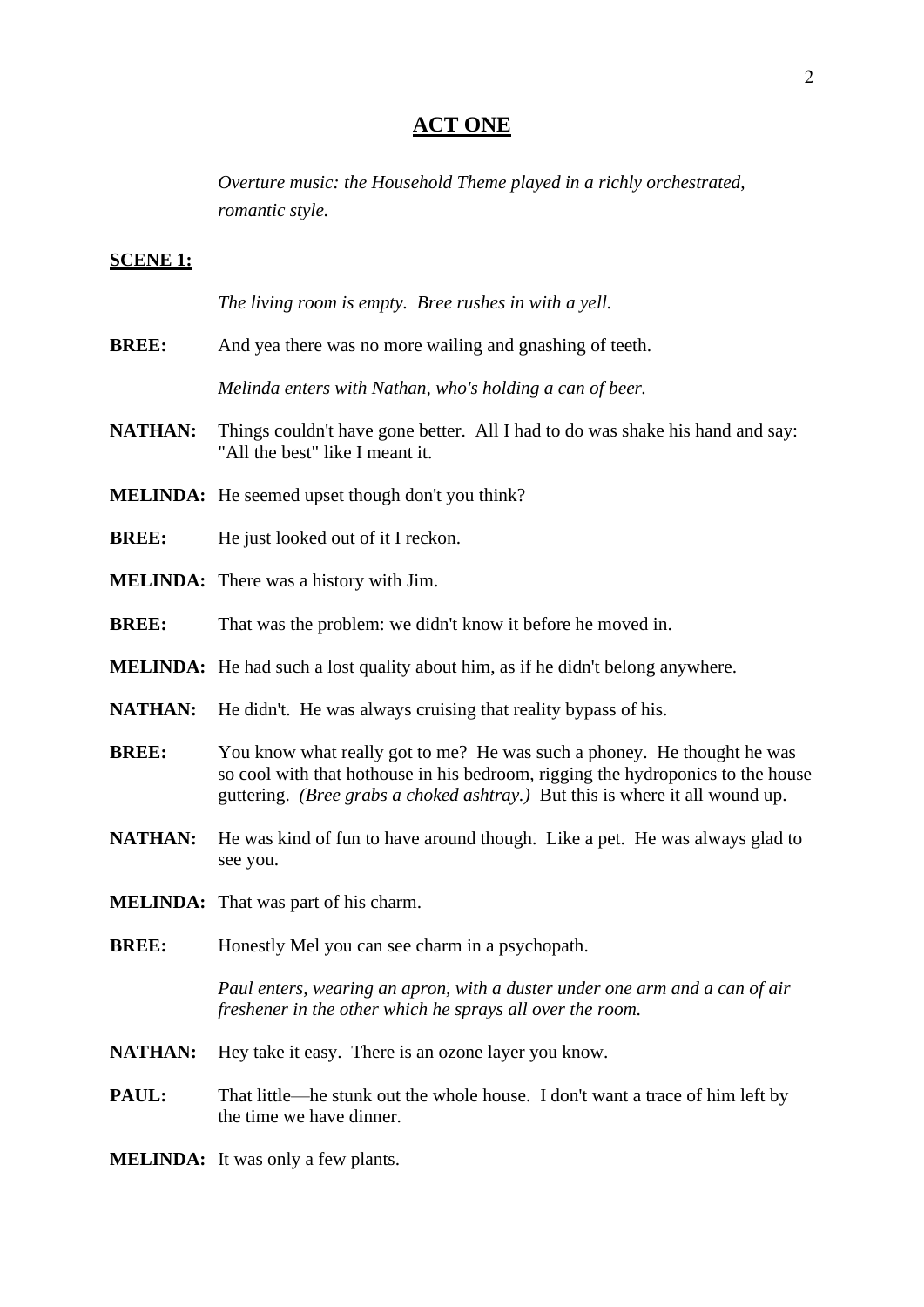# ACT ONE

*Overture music: the Household Theme played in a richly orchestrated, romantic style.*

**SCENE 1:**

*The living room is empty. Bree rushes in with a yell.*

**BREE:** And yea there was no more wailing and gnashing of teeth.

*Melinda enters with Nathan, who's holding a can of beer.*

**NATHAN:** Things couldn't have gone better. All I had to do was shake his hand and say: "All the best" like I meant it.

**MELINDA:** He seemed upset though don't you think?

**BREE:** He just looked out of it I reckon.

**MELINDA:** There was a history with Jim.

**BREE:** That was the problem: we didn't know it before he moved in.

**MELINDA:** He had such a lost quality about him, as if he didn't belong anywhere.

**NATHAN:** He didn't. He was always cruising that reality bypass of his.

**BREE:** You know what really got to me? He was such a phoney. He thought he was so cool with that hothouse in his bedroom, rigging the hydroponics to the house guttering. *(Bree grabs a choked ashtray.)* But this is where it all wound up.

**NATHAN:** He was kind of fun to have around though. Like a pet. He was always glad to see you.

**MELINDA:** That was part of his charm.

**BREE:** Honestly Mel you can see charm in a psychopath.

*Paul enters, wearing an apron, with a duster under one arm and a can of air freshener in the other which he sprays all over the room.*

**NATHAN:** Hey take it easy. There is an ozone layer you know.

**PAUL:** That little—he stunk out the whole house. I don't want a trace of him left by the time we have dinner.

**MELINDA:** It was only a few plants.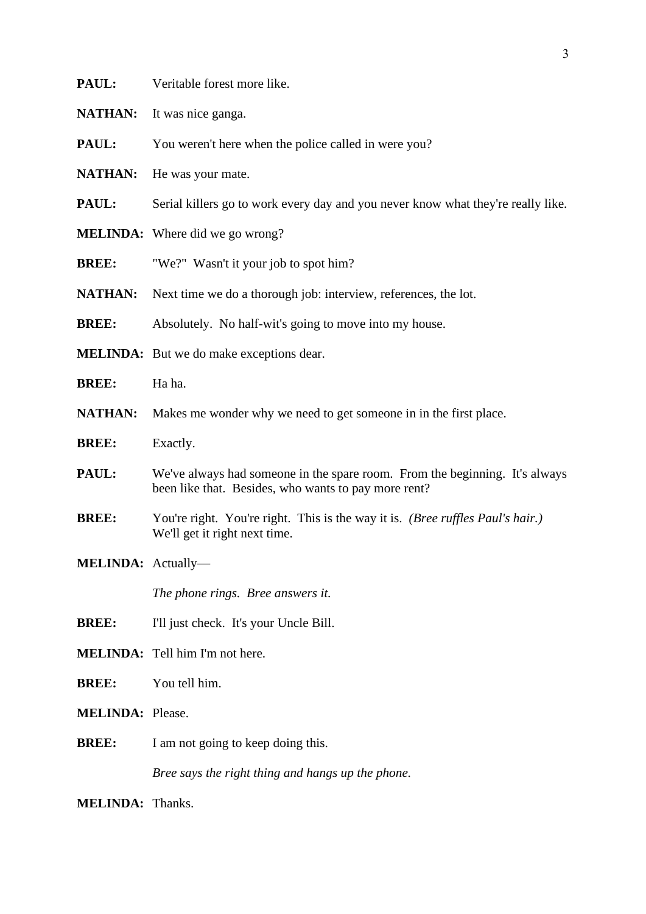**PAUL:** Veritable forest more like.

**NATHAN:** It was nice ganga.

**PAUL:** You weren't here when the police called in were you?

**NATHAN:** He was your mate.

**PAUL:** Serial killers go to work every day and you never know what they're really like.

**MELINDA:** Where did we go wrong?

**BREE:** "We?" Wasn't it your job to spot him?

**NATHAN:** Next time we do a thorough job: interview, references, the lot.

**BREE:** Absolutely. No half-wit's going to move into my house.

**MELINDA:** But we do make exceptions dear.

**BREE:** Ha ha.

**NATHAN:** Makes me wonder why we need to get someone in in the first place.

**BREE:** Exactly.

**PAUL:** We've always had someone in the spare room. From the beginning. It's always been like that. Besides, who wants to pay more rent?

**BREE:** You're right. You're right. This is the way it is. *(Bree ruffles Paul's hair.)* We'll get it right next time.

**MELINDA:** Actually—

*The phone rings. Bree answers it.*

**BREE:** I'll just check. It's your Uncle Bill.

**MELINDA:** Tell him I'm not here.

**BREE:** You tell him.

**MELINDA:** Please.

**BREE:** I am not going to keep doing this.

*Bree says the right thing and hangs up the phone.*

**MELINDA:** Thanks.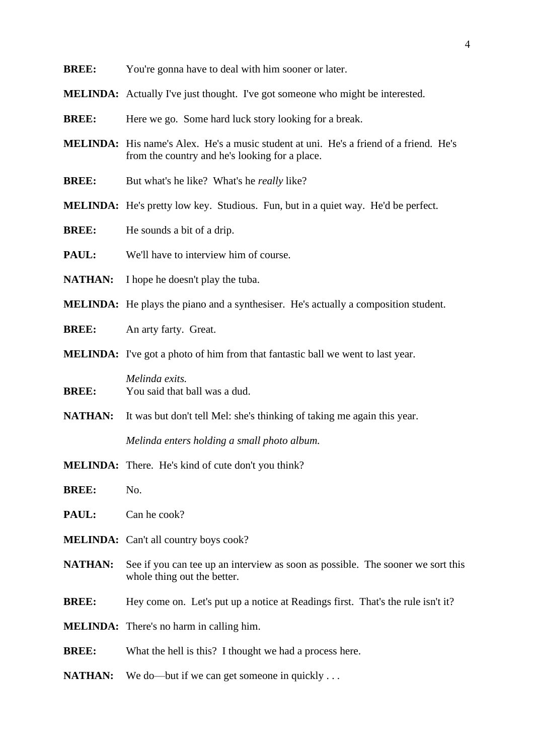**BREE:** You're gonna have to deal with him sooner or later.

**MELINDA:** Actually I've just thought. I've got someone who might be interested.

**BREE:** Here we go. Some hard luck story looking for a break.

**MELINDA:** His name's Alex. He's a music student at uni. He's a friend of a friend. He's from the country and he's looking for a place.

**BREE:** But what's he like? What's he *really* like?

**MELINDA:** He's pretty low key. Studious. Fun, but in a quiet way. He'd be perfect.

**BREE:** He sounds a bit of a drip.

**PAUL:** We'll have to interview him of course.

**NATHAN:** I hope he doesn't play the tuba.

**MELINDA:** He plays the piano and a synthesiser. He's actually a composition student.

**BREE:** An arty farty. Great.

**MELINDA:** I've got a photo of him from that fantastic ball we went to last year.

*Melinda exits.*

**BREE:** You said that ball was a dud.

**NATHAN:** It was but don't tell Mel: she's thinking of taking me again this year.

*Melinda enters holding a small photo album.*

**MELINDA:** There. He's kind of cute don't you think?

**BREE:** No.

**PAUL:** Can he cook?

**MELINDA:** Can't all country boys cook?

**NATHAN:** See if you can tee up an interview as soon as possible. The sooner we sort this whole thing out the better.

**BREE:** Hey come on. Let's put up a notice at Readings first. That's the rule isn't it?

**MELINDA:** There's no harm in calling him.

**BREE:** What the hell is this? I thought we had a process here.

**NATHAN:** We do—but if we can get someone in quickly . . .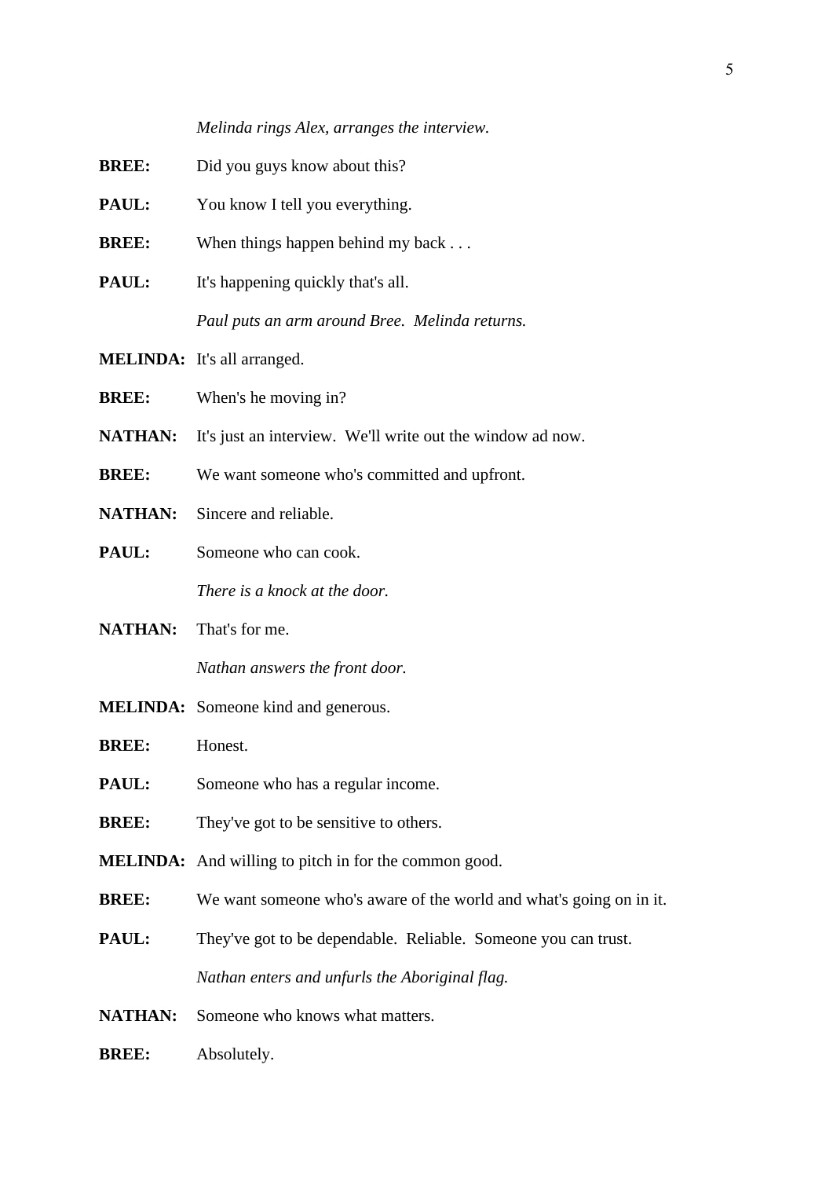*Melinda rings Alex, arranges the interview.*

**BREE:** Did you guys know about this?

**PAUL:** You know I tell you everything.

**BREE:** When things happen behind my back . . .

**PAUL:** It's happening quickly that's all.

*Paul puts an arm around Bree. Melinda returns.*

**MELINDA:** It's all arranged.

**BREE:** When's he moving in?

**NATHAN:** It's just an interview. We'll write out the window ad now.

**BREE:** We want someone who's committed and upfront.

**NATHAN:** Sincere and reliable.

**PAUL:** Someone who can cook.

*There is a knock at the door.*

**NATHAN:** That's for me.

*Nathan answers the front door.*

**MELINDA:** Someone kind and generous.

**BREE:** Honest.

**PAUL:** Someone who has a regular income.

**BREE:** They've got to be sensitive to others.

**MELINDA:** And willing to pitch in for the common good.

**BREE:** We want someone who's aware of the world and what's going on in it.

**PAUL:** They've got to be dependable. Reliable. Someone you can trust.

*Nathan enters and unfurls the Aboriginal flag.*

**NATHAN:** Someone who knows what matters.

**BREE:** Absolutely.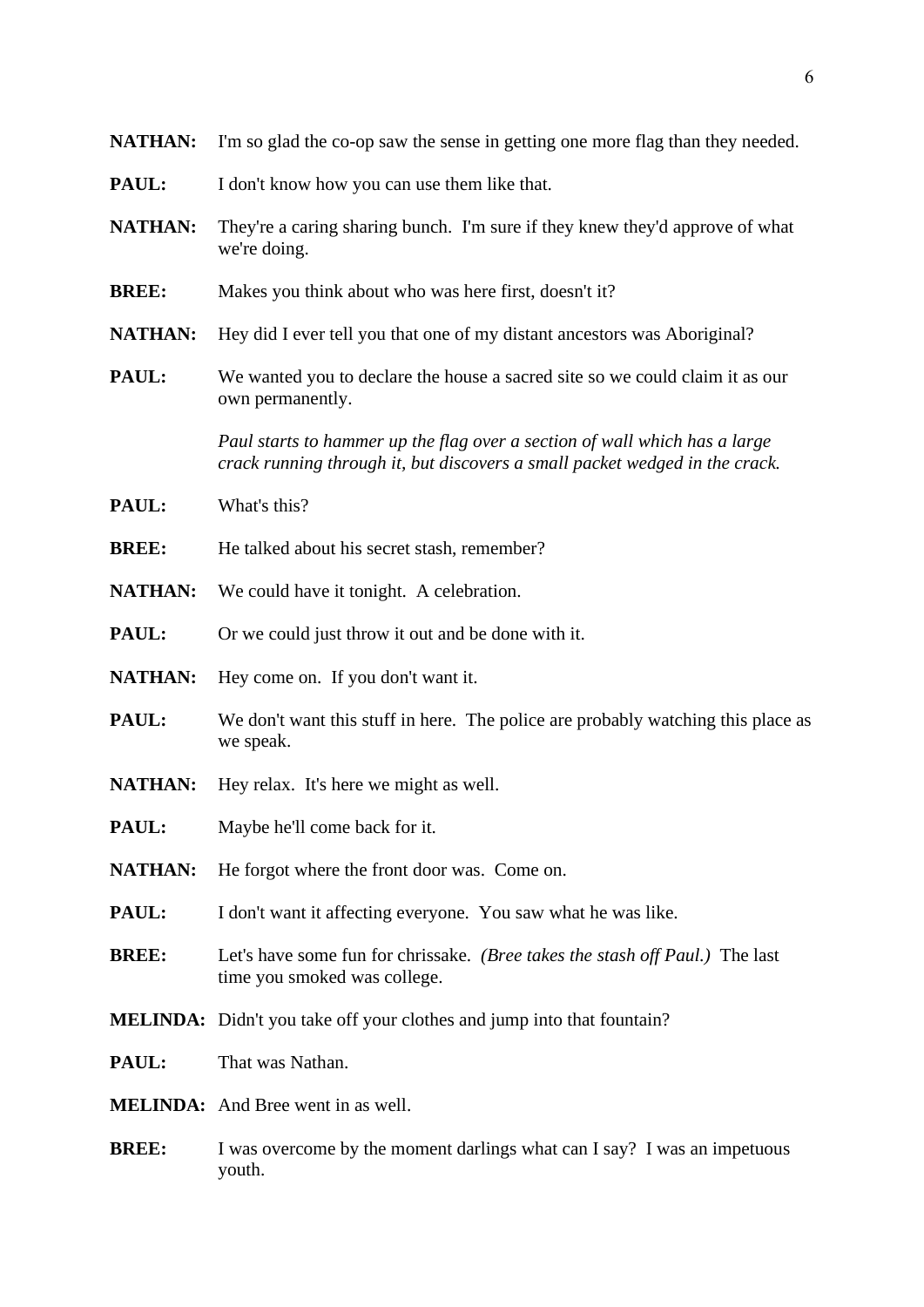**NATHAN:** I'm so glad the co-op saw the sense in getting one more flag than they needed.

**PAUL:** I don't know how you can use them like that.

**NATHAN:** They're a caring sharing bunch. I'm sure if they knew they'd approve of what we're doing.

**BREE:** Makes you think about who was here first, doesn't it?

**NATHAN:** Hey did I ever tell you that one of my distant ancestors was Aboriginal?

**PAUL:** We wanted you to declare the house a sacred site so we could claim it as our own permanently.

*Paul starts to hammer up the flag over a section of wall which has a large crack running through it, but discovers a small packet wedged in the crack.*

**PAUL:** What's this?

**BREE:** He talked about his secret stash, remember?

**NATHAN:** We could have it tonight. A celebration.

**PAUL:** Or we could just throw it out and be done with it.

**NATHAN:** Hey come on. If you don't want it.

**PAUL:** We don't want this stuff in here. The police are probably watching this place as we speak.

**NATHAN:** Hey relax. It's here we might as well.

**PAUL:** Maybe he'll come back for it.

**NATHAN:** He forgot where the front door was. Come on.

**PAUL:** I don't want it affecting everyone. You saw what he was like.

**BREE:** Let's have some fun for chrissake. *(Bree takes the stash off Paul.)* The last time you smoked was college.

**MELINDA:** Didn't you take off your clothes and jump into that fountain?

**PAUL:** That was Nathan.

**MELINDA:** And Bree went in as well.

**BREE:** I was overcome by the moment darlings what can I say? I was an impetuous youth.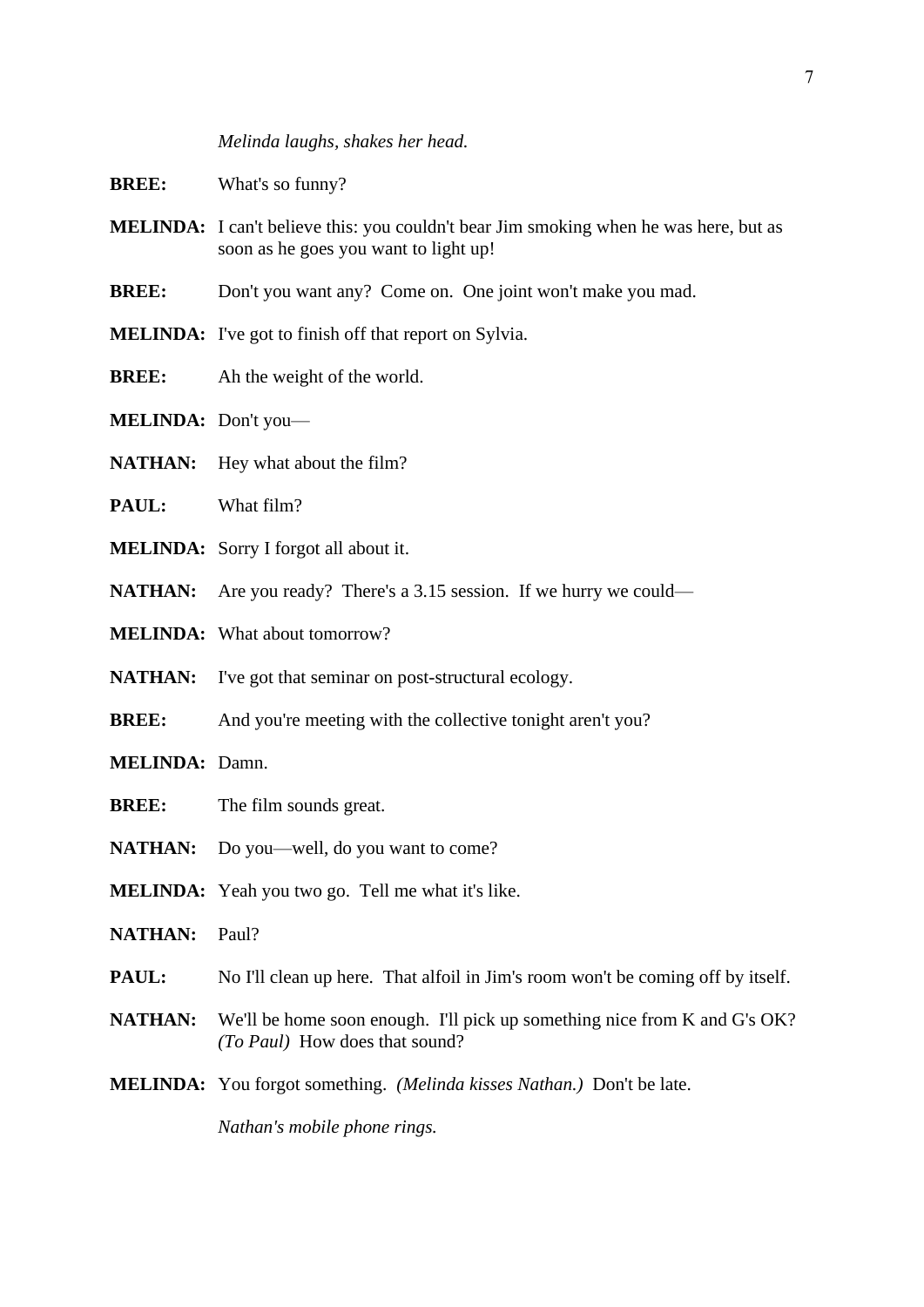*Melinda laughs, shakes her head.*

**BREE:** What's so funny?

**MELINDA:** I can't believe this: you couldn't bear Jim smoking when he was here, but as soon as he goes you want to light up!

**BREE:** Don't you want any? Come on. One joint won't make you mad.

**MELINDA:** I've got to finish off that report on Sylvia.

**BREE:** Ah the weight of the world.

**MELINDA:** Don't you—

**NATHAN:** Hey what about the film?

**PAUL:** What film?

**MELINDA:** Sorry I forgot all about it.

**NATHAN:** Are you ready? There's a 3.15 session. If we hurry we could—

**MELINDA:** What about tomorrow?

**NATHAN:** I've got that seminar on post-structural ecology.

**BREE:** And you're meeting with the collective tonight aren't you?

**MELINDA:** Damn.

**BREE:** The film sounds great.

**NATHAN:** Do you—well, do you want to come?

**MELINDA:** Yeah you two go. Tell me what it's like.

**NATHAN:** Paul?

**PAUL:** No I'll clean up here. That alfoil in Jim's room won't be coming off by itself.

**NATHAN:** We'll be home soon enough. I'll pick up something nice from K and G's OK? *(To Paul)* How does that sound?

**MELINDA:** You forgot something. *(Melinda kisses Nathan.)* Don't be late.

*Nathan's mobile phone rings.*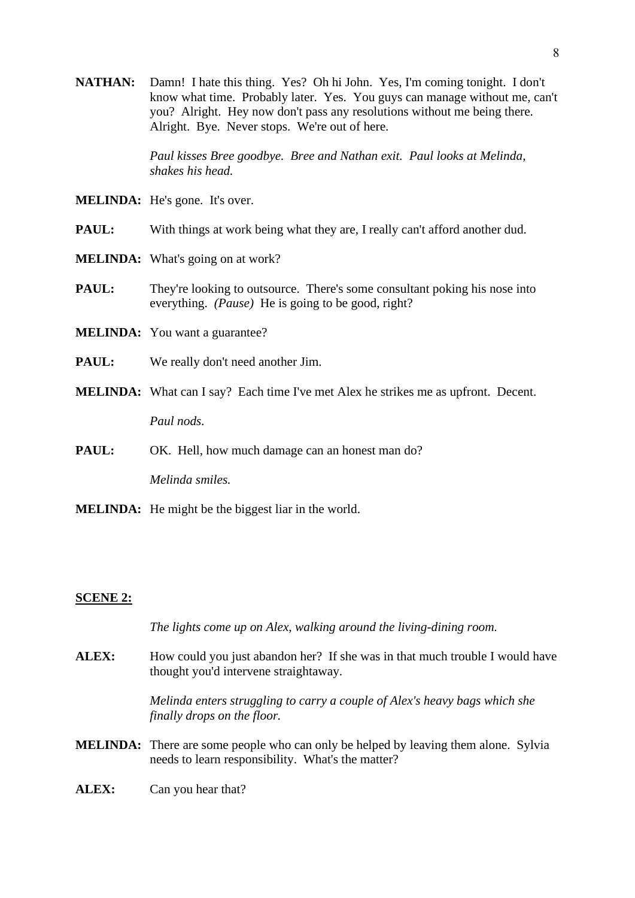**NATHAN:** Damn! I hate this thing. Yes? Oh hi John. Yes, I'm coming tonight. I don't know what time. Probably later. Yes. You guys can manage without me, can't you? Alright. Hey now don't pass any resolutions without me being there. Alright. Bye. Never stops. We're out of here.

*Paul kisses Bree goodbye. Bree and Nathan exit. Paul looks at Melinda, shakes his head.*

**MELINDA:** He's gone. It's over.

**PAUL:** With things at work being what they are, I really can't afford another dud.

**MELINDA:** What's going on at work?

**PAUL:** They're looking to outsource. There's some consultant poking his nose into everything. *(Pause)* He is going to be good, right?

**MELINDA:** You want a guarantee?

**PAUL:** We really don't need another Jim.

**MELINDA:** What can I say? Each time I've met Alex he strikes me as upfront. Decent.

*Paul nods.*

**PAUL:** OK. Hell, how much damage can an honest man do?

*Melinda smiles.*

**MELINDA:** He might be the biggest liar in the world.

## SCENE 2:

*The lights come up on Alex, walking around the living-dining room.*

**ALEX:** How could you just abandon her? If she was in that much trouble I would have thought you'd intervene straightaway.

*Melinda enters struggling to carry a couple of Alex's heavy bags which she finally drops on the floor.*

**MELINDA:** There are some people who can only be helped by leaving them alone. Sylvia needs to learn responsibility. What's the matter?

**ALEX:** Can you hear that?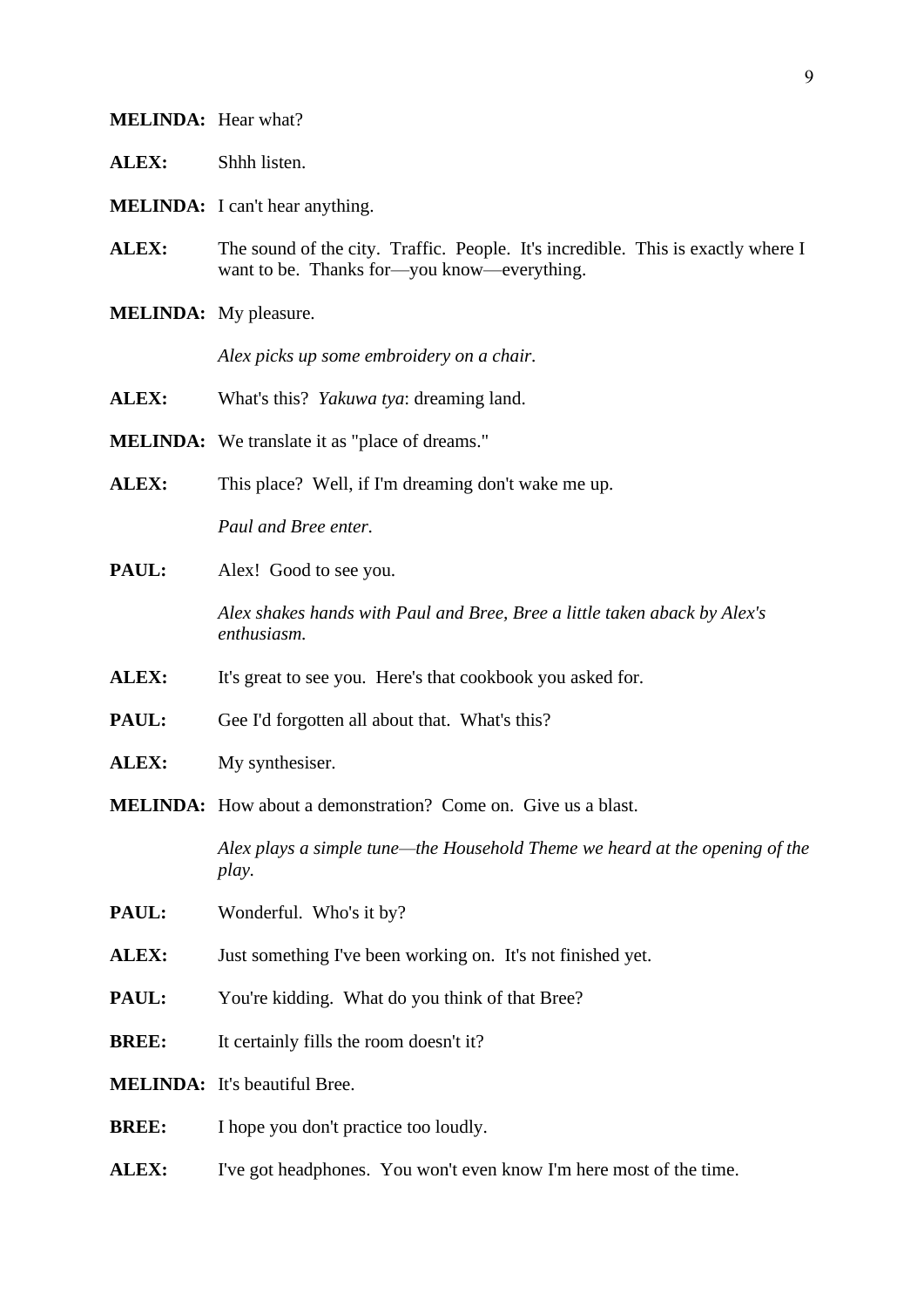**MELINDA:** Hear what?

**ALEX:** Shhh listen.

**MELINDA:** I can't hear anything.

**ALEX:** The sound of the city. Traffic. People. It's incredible. This is exactly where I want to be. Thanks for—you know—everything.

**MELINDA:** My pleasure.

*Alex picks up some embroidery on a chair.*

**ALEX:** What's this? *Yakuwa tya*: dreaming land.

**MELINDA:** We translate it as "place of dreams."

**ALEX:** This place? Well, if I'm dreaming don't wake me up.

*Paul and Bree enter.*

**PAUL:** Alex! Good to see you.

*Alex shakes hands with Paul and Bree, Bree a little taken aback by Alex's enthusiasm.*

**ALEX:** It's great to see you. Here's that cookbook you asked for.

**PAUL:** Gee I'd forgotten all about that. What's this?

**ALEX:** My synthesiser.

**MELINDA:** How about a demonstration? Come on. Give us a blast.

*Alex plays a simple tune—the Household Theme we heard at the opening of the play.*

**PAUL:** Wonderful. Who's it by?

**ALEX:** Just something I've been working on. It's not finished yet.

**PAUL:** You're kidding. What do you think of that Bree?

**BREE:** It certainly fills the room doesn't it?

**MELINDA:** It's beautiful Bree.

**BREE:** I hope you don't practice too loudly.

**ALEX:** I've got headphones. You won't even know I'm here most of the time.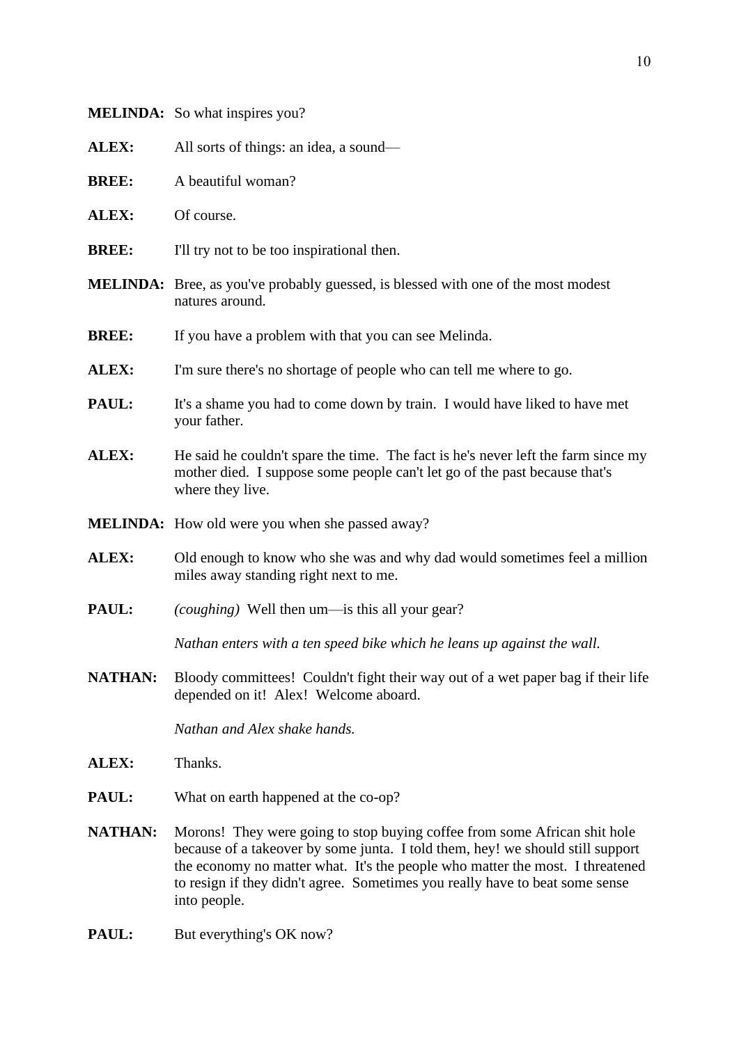**MELINDA:** So what inspires you?

**ALEX:** All sorts of things: an idea, a sound—

**BREE:** A beautiful woman?

**ALEX:** Of course.

**BREE:** I'll try not to be too inspirational then.

**MELINDA:** Bree, as you've probably guessed, is blessed with one of the most modest natures around.

**BREE:** If you have a problem with that you can see Melinda.

**ALEX:** I'm sure there's no shortage of people who can tell me where to go.

**PAUL:** It's a shame you had to come down by train. I would have liked to have met your father.

**ALEX:** He said he couldn't spare the time. The fact is he's never left the farm since my mother died. I suppose some people can't let go of the past because that's where they live.

**MELINDA:** How old were you when she passed away?

**ALEX:** Old enough to know who she was and why dad would sometimes feel a million miles away standing right next to me.

**PAUL:** *(coughing)* Well then um—is this all your gear?

*Nathan enters with a ten speed bike which he leans up against the wall.*

**NATHAN:** Bloody committees! Couldn't fight their way out of a wet paper bag if their life depended on it! Alex! Welcome aboard.

*Nathan and Alex shake hands.*

**ALEX:** Thanks.

**PAUL:** What on earth happened at the co-op?

**NATHAN:** Morons! They were going to stop buying coffee from some African shit hole because of a takeover by some junta. I told them, hey! we should still support the economy no matter what. It's the people who matter the most. I threatened to resign if they didn't agree. Sometimes you really have to beat some sense into people.

**PAUL:** But everything's OK now?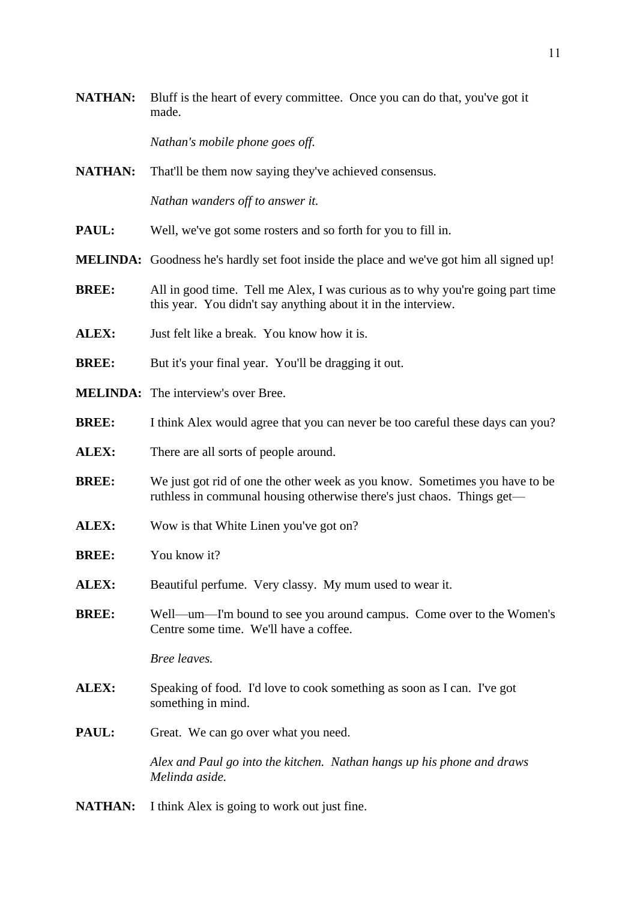**NATHAN:** Bluff is the heart of every committee. Once you can do that, you've got it made.

*Nathan's mobile phone goes off.*

**NATHAN:** That'll be them now saying they've achieved consensus.

*Nathan wanders off to answer it.*

**PAUL:** Well, we've got some rosters and so forth for you to fill in.

**MELINDA:** Goodness he's hardly set foot inside the place and we've got him all signed up!

**BREE:** All in good time. Tell me Alex, I was curious as to why you're going part time this year. You didn't say anything about it in the interview.

**ALEX:** Just felt like a break. You know how it is.

**BREE:** But it's your final year. You'll be dragging it out.

**MELINDA:** The interview's over Bree.

**BREE:** I think Alex would agree that you can never be too careful these days can you?

**ALEX:** There are all sorts of people around.

**BREE:** We just got rid of one the other week as you know. Sometimes you have to be ruthless in communal housing otherwise there's just chaos. Things get—

**ALEX:** Wow is that White Linen you've got on?

**BREE:** You know it?

**ALEX:** Beautiful perfume. Very classy. My mum used to wear it.

**BREE:** Well—um—I'm bound to see you around campus. Come over to the Women's Centre some time. We'll have a coffee.

*Bree leaves.*

**ALEX:** Speaking of food. I'd love to cook something as soon as I can. I've got something in mind.

**PAUL:** Great. We can go over what you need.

*Alex and Paul go into the kitchen. Nathan hangs up his phone and draws Melinda aside.*

**NATHAN:** I think Alex is going to work out just fine.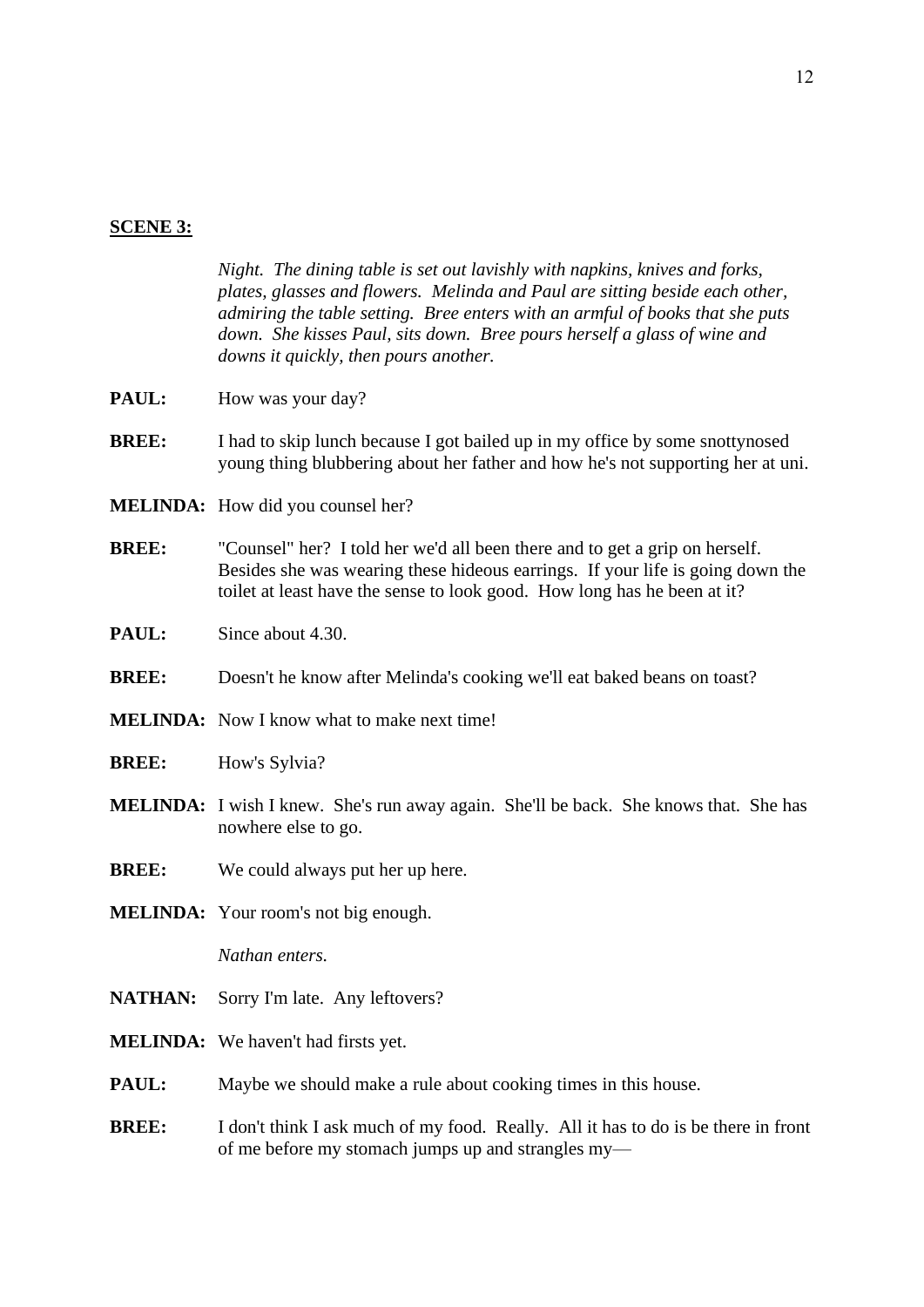**SCENE 3:**

*Night. The dining table is set out lavishly with napkins, knives and forks, plates, glasses and flowers. Melinda and Paul are sitting beside each other, admiring the table setting. Bree enters with an armful of books that she puts down. She kisses Paul, sits down. Bree pours herself a glass of wine and downs it quickly, then pours another.*

**PAUL:** How was your day?

**BREE:** I had to skip lunch because I got bailed up in my office by some snottynosed young thing blubbering about her father and how he's not supporting her at uni.

**MELINDA:** How did you counsel her?

**BREE:** "Counsel" her? I told her we'd all been there and to get a grip on herself. Besides she was wearing these hideous earrings. If your life is going down the toilet at least have the sense to look good. How long has he been at it?

**PAUL:** Since about 4.30.

**BREE:** Doesn't he know after Melinda's cooking we'll eat baked beans on toast?

**MELINDA:** Now I know what to make next time!

**BREE:** How's Sylvia?

**MELINDA:** I wish I knew. She's run away again. She'll be back. She knows that. She has nowhere else to go.

**BREE:** We could always put her up here.

**MELINDA:** Your room's not big enough.

*Nathan enters.*

**NATHAN:** Sorry I'm late. Any leftovers?

**MELINDA:** We haven't had firsts yet.

**PAUL:** Maybe we should make a rule about cooking times in this house.

**BREE:** I don't think I ask much of my food. Really. All it has to do is be there in front of me before my stomach jumps up and strangles my—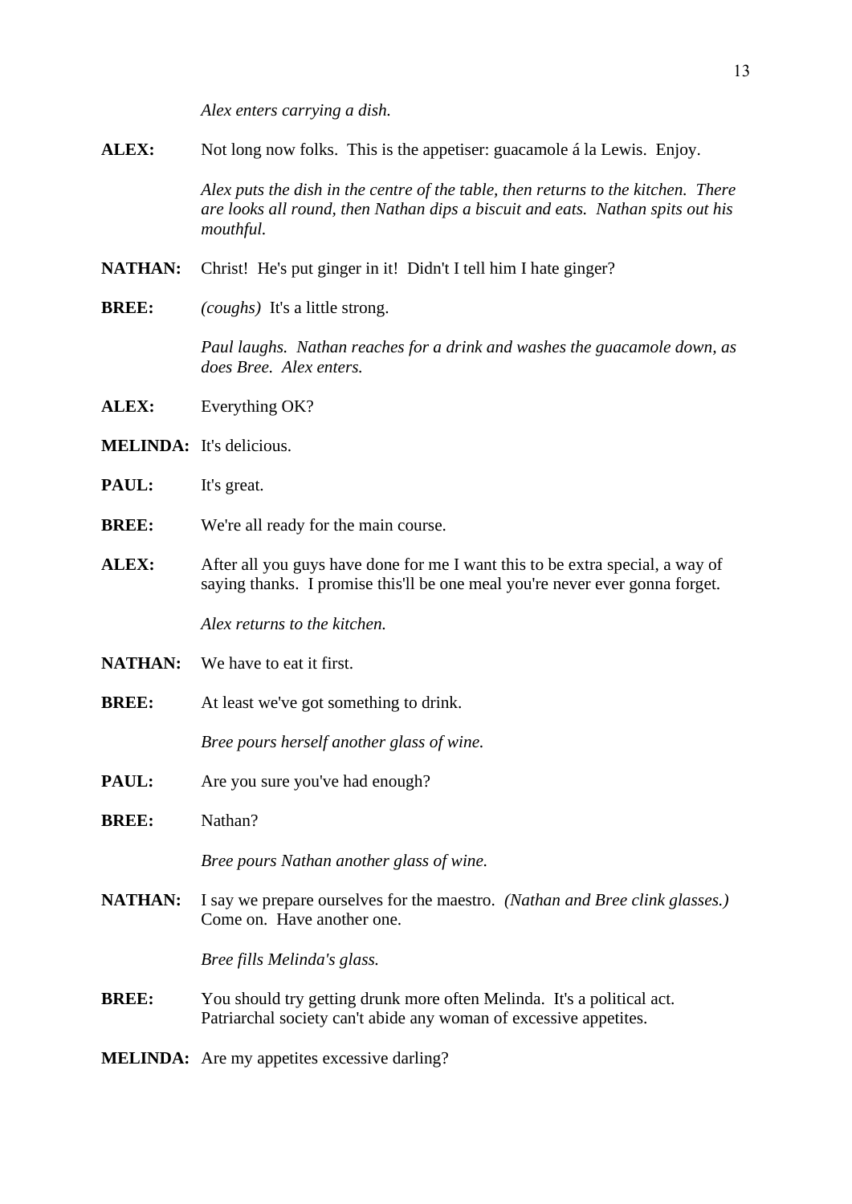*Alex enters carrying a dish.*

**ALEX:** Not long now folks. This is the appetiser: guacamole á la Lewis. Enjoy.

*Alex puts the dish in the centre of the table, then returns to the kitchen. There are looks all round, then Nathan dips a biscuit and eats. Nathan spits out his mouthful.*

**NATHAN:** Christ! He's put ginger in it! Didn't I tell him I hate ginger?

**BREE:** *(coughs)* It's a little strong.

*Paul laughs. Nathan reaches for a drink and washes the guacamole down, as does Bree. Alex enters.*

**ALEX:** Everything OK?

**MELINDA:** It's delicious.

**PAUL:** It's great.

**BREE:** We're all ready for the main course.

**ALEX:** After all you guys have done for me I want this to be extra special, a way of saying thanks. I promise this'll be one meal you're never ever gonna forget.

*Alex returns to the kitchen.*

**NATHAN:** We have to eat it first.

**BREE:** At least we've got something to drink.

*Bree pours herself another glass of wine.*

**PAUL:** Are you sure you've had enough?

**BREE:** Nathan?

*Bree pours Nathan another glass of wine.*

**NATHAN:** I say we prepare ourselves for the maestro. *(Nathan and Bree clink glasses.)* Come on. Have another one.

*Bree fills Melinda's glass.*

**BREE:** You should try getting drunk more often Melinda. It's a political act. Patriarchal society can't abide any woman of excessive appetites.

**MELINDA:** Are my appetites excessive darling?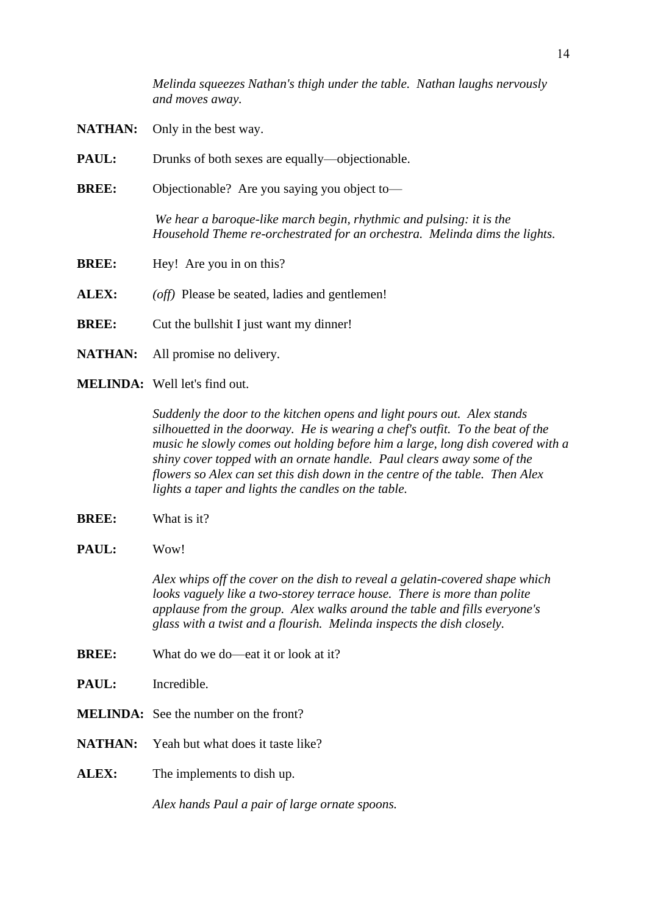*Melinda squeezes Nathan's thigh under the table. Nathan laughs nervously and moves away.*

**NATHAN:** Only in the best way.

**PAUL:** Drunks of both sexes are equally—objectionable.

**BREE:** Objectionable? Are you saying you object to—

*We hear a baroque-like march begin, rhythmic and pulsing: it is the Household Theme re-orchestrated for an orchestra. Melinda dims the lights.*

**BREE:** Hey! Are you in on this?

**ALEX:** *(off)* Please be seated, ladies and gentlemen!

**BREE:** Cut the bullshit I just want my dinner!

**NATHAN:** All promise no delivery.

**MELINDA:** Well let's find out.

*Suddenly the door to the kitchen opens and light pours out. Alex stands silhouetted in the doorway. He is wearing a chef's outfit. To the beat of the music he slowly comes out holding before him a large, long dish covered with a shiny cover topped with an ornate handle. Paul clears away some of the flowers so Alex can set this dish down in the centre of the table. Then Alex lights a taper and lights the candles on the table.*

**BREE:** What is it?

**PAUL:** Wow!

*Alex whips off the cover on the dish to reveal a gelatin-covered shape which looks vaguely like a two-storey terrace house. There is more than polite applause from the group. Alex walks around the table and fills everyone's glass with a twist and a flourish. Melinda inspects the dish closely.*

**BREE:** What do we do—eat it or look at it?

**PAUL:** Incredible.

**MELINDA:** See the number on the front?

**NATHAN:** Yeah but what does it taste like?

**ALEX:** The implements to dish up.

*Alex hands Paul a pair of large ornate spoons.*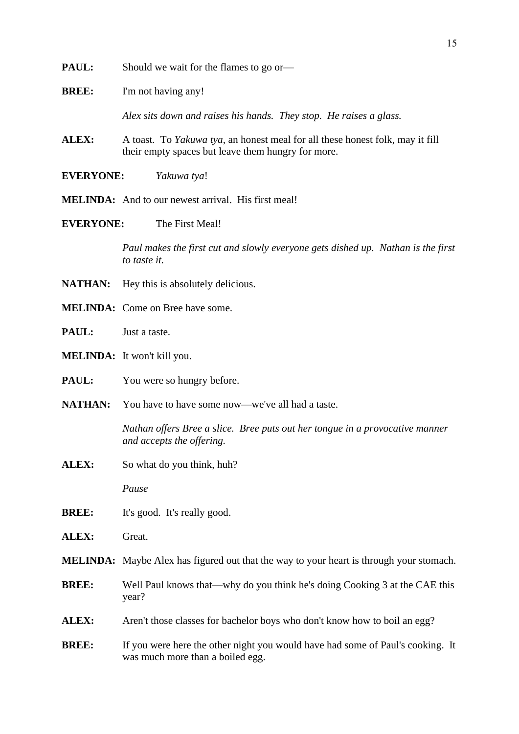**PAUL:** Should we wait for the flames to go or—

**BREE:** I'm not having any!

*Alex sits down and raises his hands. They stop. He raises a glass.*

**ALEX:** A toast. To *Yakuwa tya*, an honest meal for all these honest folk, may it fill their empty spaces but leave them hungry for more.

**EVERYONE:** *Yakuwa tya*!

**MELINDA:** And to our newest arrival. His first meal!

**EVERYONE:** The First Meal!

*Paul makes the first cut and slowly everyone gets dished up. Nathan is the first to taste it.*

**NATHAN:** Hey this is absolutely delicious.

**MELINDA:** Come on Bree have some.

**PAUL:** Just a taste.

**MELINDA:** It won't kill you.

**PAUL:** You were so hungry before.

**NATHAN:** You have to have some now—we've all had a taste.

*Nathan offers Bree a slice. Bree puts out her tongue in a provocative manner and accepts the offering.*

**ALEX:** So what do you think, huh?

*Pause*

**BREE:** It's good. It's really good.

**ALEX:** Great.

**MELINDA:** Maybe Alex has figured out that the way to your heart is through your stomach.

**BREE:** Well Paul knows that—why do you think he's doing Cooking 3 at the CAE this year?

**ALEX:** Aren't those classes for bachelor boys who don't know how to boil an egg?

**BREE:** If you were here the other night you would have had some of Paul's cooking. It was much more than a boiled egg.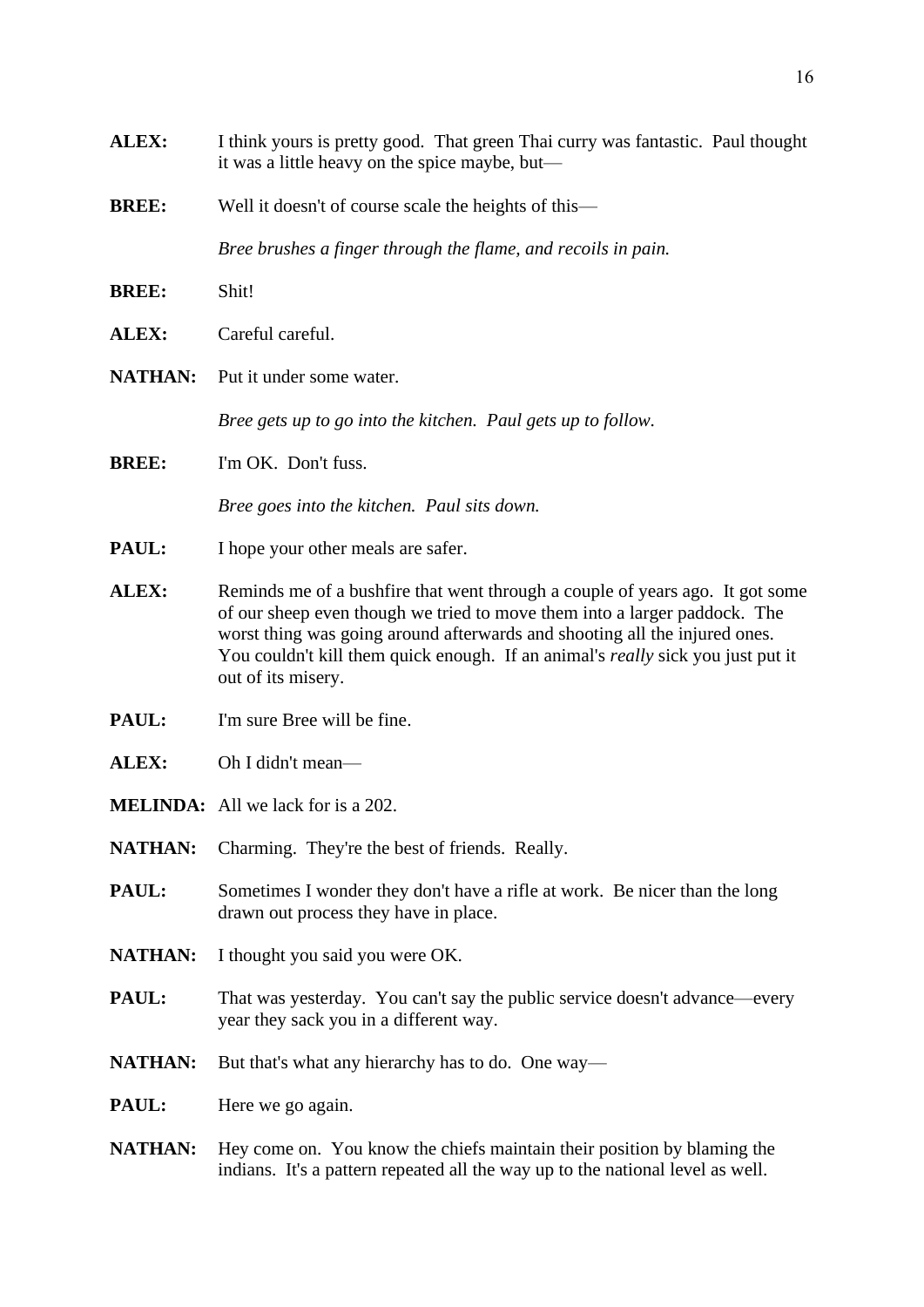**ALEX:** I think yours is pretty good. That green Thai curry was fantastic. Paul thought it was a little heavy on the spice maybe, but—

**BREE:** Well it doesn't of course scale the heights of this—

*Bree brushes a finger through the flame, and recoils in pain.*

**BREE:** Shit!

**ALEX:** Careful careful.

**NATHAN:** Put it under some water.

*Bree gets up to go into the kitchen. Paul gets up to follow.*

**BREE:** I'm OK. Don't fuss.

*Bree goes into the kitchen. Paul sits down.*

**PAUL:** I hope your other meals are safer.

**ALEX:** Reminds me of a bushfire that went through a couple of years ago. It got some of our sheep even though we tried to move them into a larger paddock. The worst thing was going around afterwards and shooting all the injured ones. You couldn't kill them quick enough. If an animal's *really* sick you just put it out of its misery.

**PAUL:** I'm sure Bree will be fine.

**ALEX:** Oh I didn't mean—

**MELINDA:** All we lack for is a 202.

**NATHAN:** Charming. They're the best of friends. Really.

**PAUL:** Sometimes I wonder they don't have a rifle at work. Be nicer than the long drawn out process they have in place.

**NATHAN:** I thought you said you were OK.

**PAUL:** That was yesterday. You can't say the public service doesn't advance—every year they sack you in a different way.

**NATHAN:** But that's what any hierarchy has to do. One way—

**PAUL:** Here we go again.

**NATHAN:** Hey come on. You know the chiefs maintain their position by blaming the indians. It's a pattern repeated all the way up to the national level as well.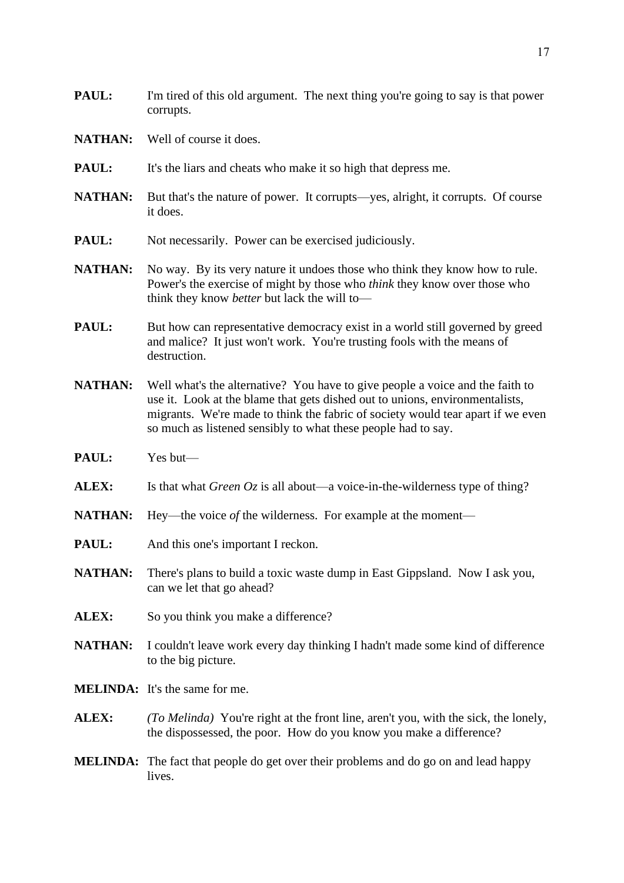**PAUL:** I'm tired of this old argument. The next thing you're going to say is that power corrupts.

**NATHAN:** Well of course it does.

**PAUL:** It's the liars and cheats who make it so high that depress me.

**NATHAN:** But that's the nature of power. It corrupts—yes, alright, it corrupts. Of course it does.

**PAUL:** Not necessarily. Power can be exercised judiciously.

**NATHAN:** No way. By its very nature it undoes those who think they know how to rule. Power's the exercise of might by those who *think* they know over those who think they know *better* but lack the will to—

**PAUL:** But how can representative democracy exist in a world still governed by greed and malice? It just won't work. You're trusting fools with the means of destruction.

**NATHAN:** Well what's the alternative? You have to give people a voice and the faith to use it. Look at the blame that gets dished out to unions, environmentalists, migrants. We're made to think the fabric of society would tear apart if we even so much as listened sensibly to what these people had to say.

**PAUL:** Yes but—

**ALEX:** Is that what *Green Oz* is all about—a voice-in-the-wilderness type of thing?

**NATHAN:** Hey—the voice *of* the wilderness. For example at the moment—

**PAUL:** And this one's important I reckon.

**NATHAN:** There's plans to build a toxic waste dump in East Gippsland. Now I ask you, can we let that go ahead?

**ALEX:** So you think you make a difference?

**NATHAN:** I couldn't leave work every day thinking I hadn't made some kind of difference to the big picture.

**MELINDA:** It's the same for me.

**ALEX:** *(To Melinda)* You're right at the front line, aren't you, with the sick, the lonely, the dispossessed, the poor. How do you know you make a difference?

**MELINDA:** The fact that people do get over their problems and do go on and lead happy lives.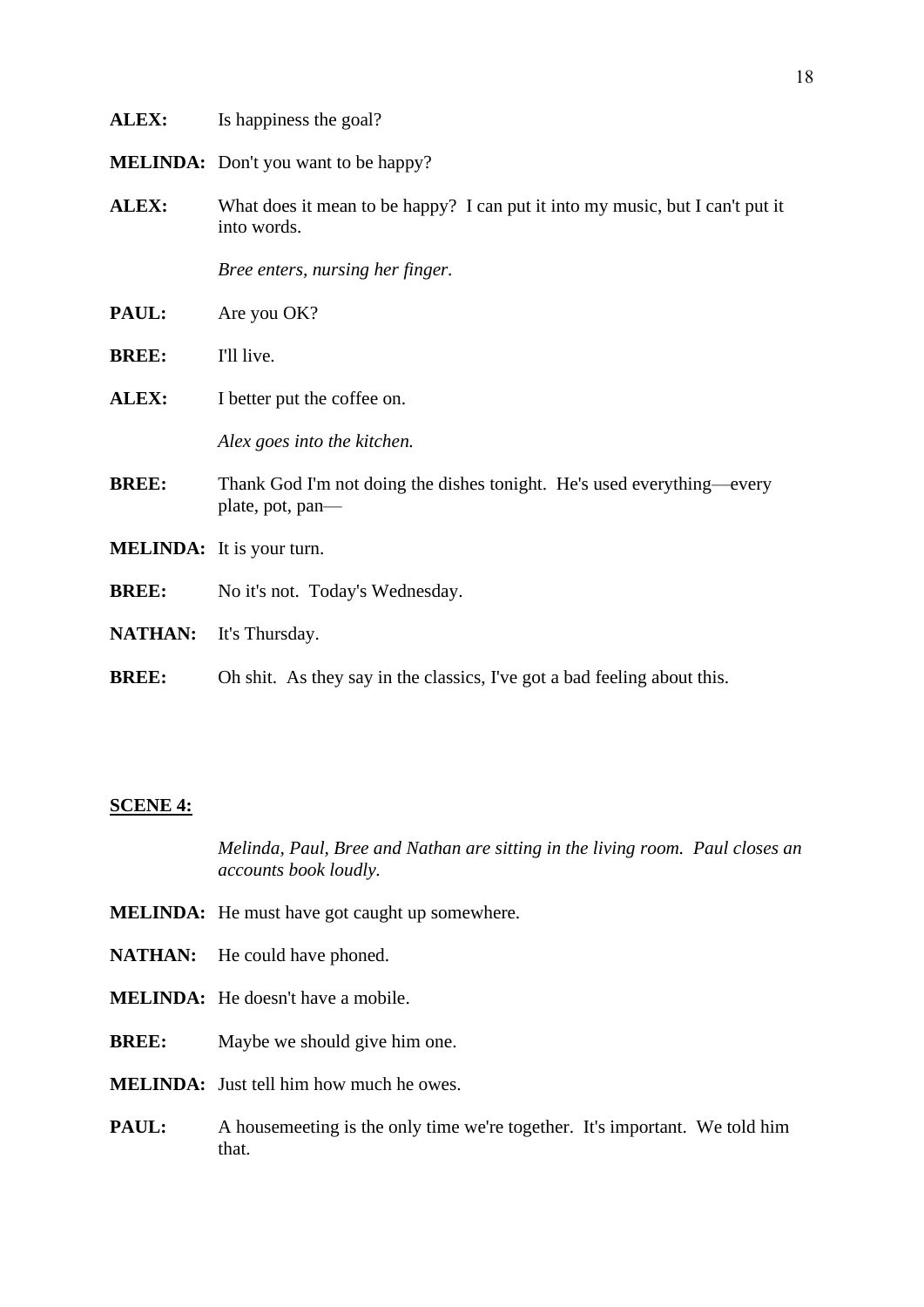**ALEX:** Is happiness the goal?

**MELINDA:** Don't you want to be happy?

**ALEX:** What does it mean to be happy? I can put it into my music, but I can't put it into words.

*Bree enters, nursing her finger.*

**PAUL:** Are you OK?

**BREE:** I'll live.

**ALEX:** I better put the coffee on.

*Alex goes into the kitchen.*

**BREE:** Thank God I'm not doing the dishes tonight. He's used everything—every plate, pot, pan—

**MELINDA:** It is your turn.

**BREE:** No it's not. Today's Wednesday.

**NATHAN:** It's Thursday.

**BREE:** Oh shit. As they say in the classics, I've got a bad feeling about this.

## SCENE 4:

*Melinda, Paul, Bree and Nathan are sitting in the living room. Paul closes an accounts book loudly.*

**MELINDA:** He must have got caught up somewhere.

**NATHAN:** He could have phoned.

**MELINDA:** He doesn't have a mobile.

**BREE:** Maybe we should give him one.

**MELINDA:** Just tell him how much he owes.

**PAUL:** A housemeeting is the only time we're together. It's important. We told him that.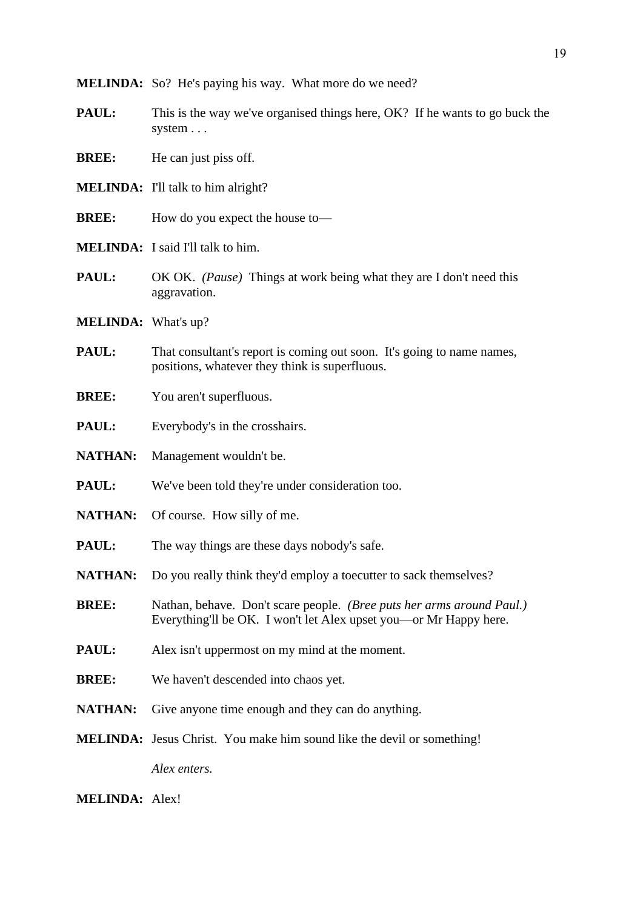**MELINDA:** So? He's paying his way. What more do we need?

**PAUL:** This is the way we've organised things here, OK? If he wants to go buck the system . . .

**BREE:** He can just piss off.

**MELINDA:** I'll talk to him alright?

**BREE:** How do you expect the house to—

**MELINDA:** I said I'll talk to him.

**PAUL:** OK OK. *(Pause)* Things at work being what they are I don't need this aggravation.

**MELINDA:** What's up?

**PAUL:** That consultant's report is coming out soon. It's going to name names, positions, whatever they think is superfluous.

**BREE:** You aren't superfluous.

**PAUL:** Everybody's in the crosshairs.

**NATHAN:** Management wouldn't be.

**PAUL:** We've been told they're under consideration too.

**NATHAN:** Of course. How silly of me.

**PAUL:** The way things are these days nobody's safe.

**NATHAN:** Do you really think they'd employ a toecutter to sack themselves?

**BREE:** Nathan, behave. Don't scare people. *(Bree puts her arms around Paul.)* Everything'll be OK. I won't let Alex upset you—or Mr Happy here.

**PAUL:** Alex isn't uppermost on my mind at the moment.

**BREE:** We haven't descended into chaos yet.

**NATHAN:** Give anyone time enough and they can do anything.

**MELINDA:** Jesus Christ. You make him sound like the devil or something!

*Alex enters.*

**MELINDA:** Alex!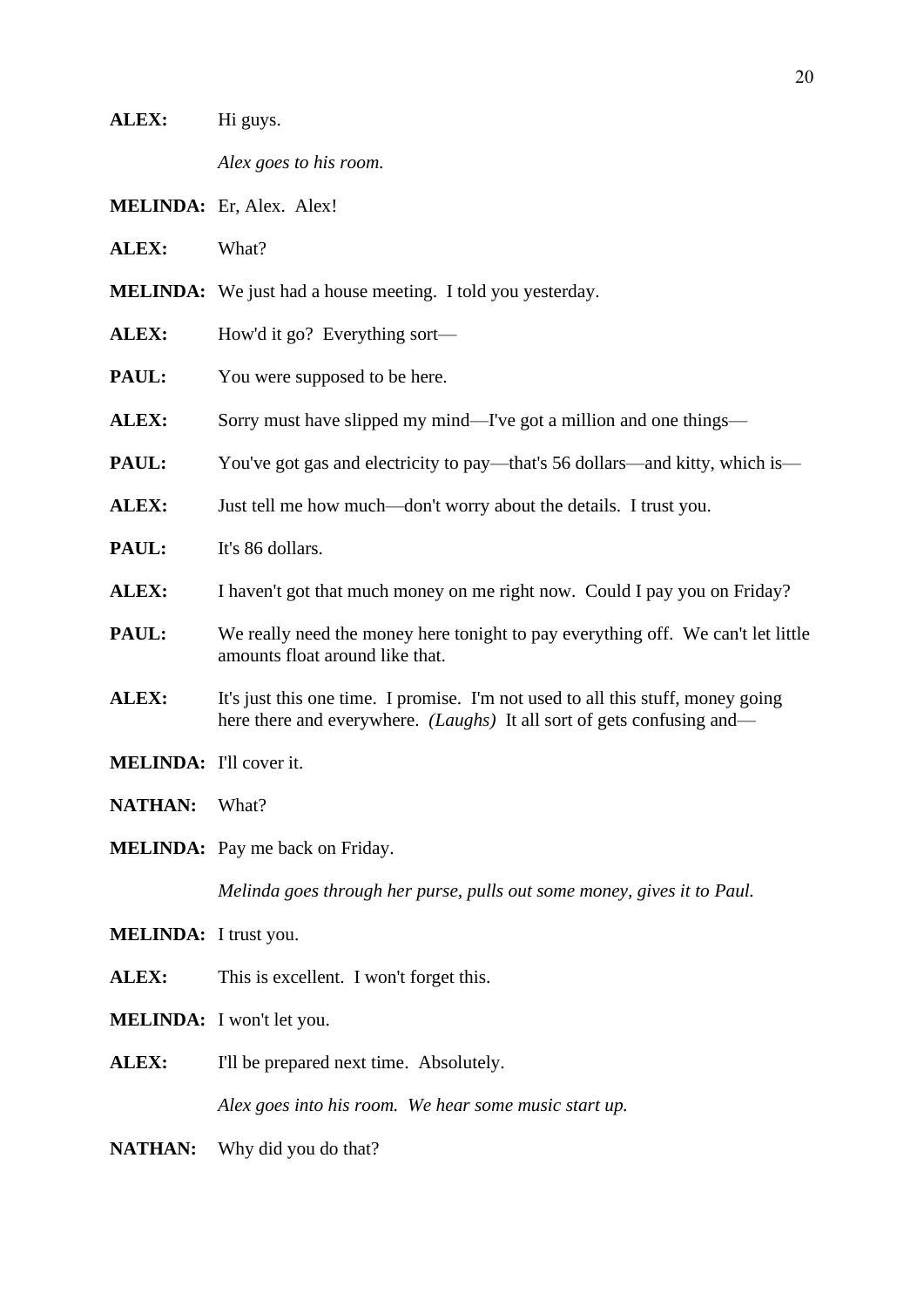**ALEX:** Hi guys.

*Alex goes to his room.*

**MELINDA:** Er, Alex. Alex!

**ALEX:** What?

**MELINDA:** We just had a house meeting. I told you yesterday.

**ALEX:** How'd it go? Everything sort—

**PAUL:** You were supposed to be here.

**ALEX:** Sorry must have slipped my mind—I've got a million and one things—

**PAUL:** You've got gas and electricity to pay—that's 56 dollars—and kitty, which is—

**ALEX:** Just tell me how much—don't worry about the details. I trust you.

**PAUL:** It's 86 dollars.

**ALEX:** I haven't got that much money on me right now. Could I pay you on Friday?

**PAUL:** We really need the money here tonight to pay everything off. We can't let little amounts float around like that.

**ALEX:** It's just this one time. I promise. I'm not used to all this stuff, money going here there and everywhere. *(Laughs)* It all sort of gets confusing and—

**MELINDA:** I'll cover it.

**NATHAN:** What?

**MELINDA:** Pay me back on Friday.

*Melinda goes through her purse, pulls out some money, gives it to Paul.*

**MELINDA:** I trust you.

**ALEX:** This is excellent. I won't forget this.

**MELINDA:** I won't let you.

**ALEX:** I'll be prepared next time. Absolutely.

*Alex goes into his room. We hear some music start up.*

**NATHAN:** Why did you do that?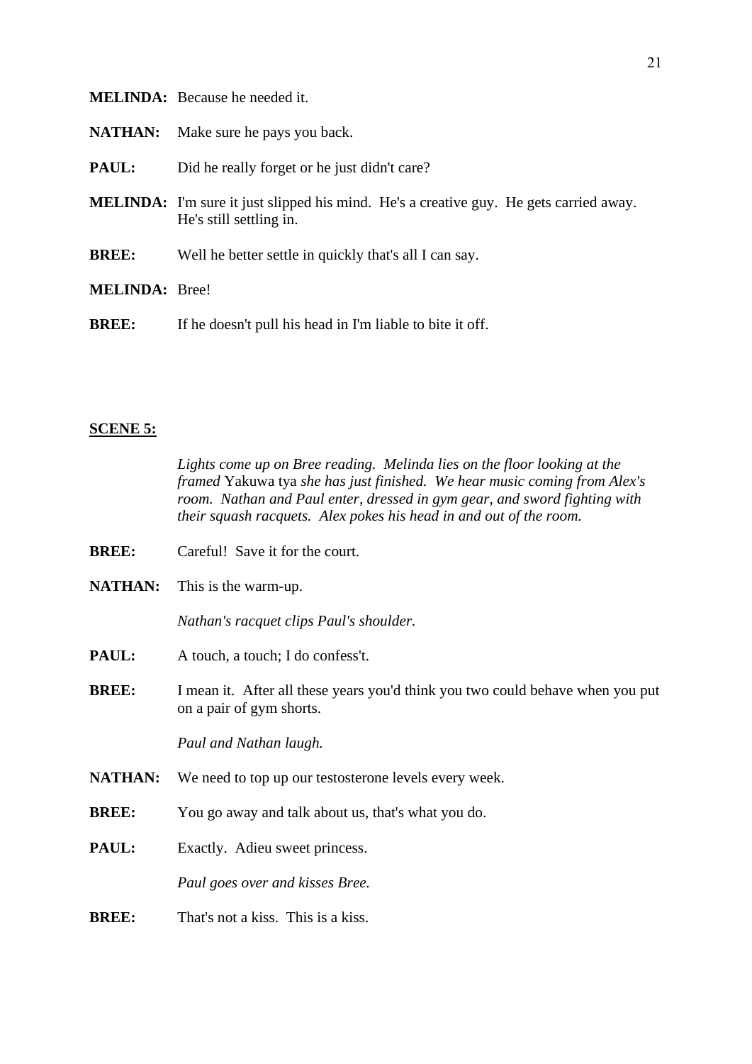**MELINDA:** Because he needed it.

**NATHAN:** Make sure he pays you back.

**PAUL:** Did he really forget or he just didn't care?

**MELINDA:** I'm sure it just slipped his mind. He's a creative guy. He gets carried away. He's still settling in.

**BREE:** Well he better settle in quickly that's all I can say.

**MELINDA:** Bree!

**BREE:** If he doesn't pull his head in I'm liable to bite it off.

**SCENE 5:**

*Lights come up on Bree reading. Melinda lies on the floor looking at the framed* Yakuwa tya *she has just finished. We hear music coming from Alex's room. Nathan and Paul enter, dressed in gym gear, and sword fighting with their squash racquets. Alex pokes his head in and out of the room.*

**BREE:** Careful! Save it for the court.

**NATHAN:** This is the warm-up.

*Nathan's racquet clips Paul's shoulder.*

**PAUL:** A touch, a touch; I do confess't.

**BREE:** I mean it. After all these years you'd think you two could behave when you put on a pair of gym shorts.

*Paul and Nathan laugh.*

**NATHAN:** We need to top up our testosterone levels every week.

**BREE:** You go away and talk about us, that's what you do.

**PAUL:** Exactly. Adieu sweet princess.

*Paul goes over and kisses Bree.*

**BREE:** That's not a kiss. This is a kiss.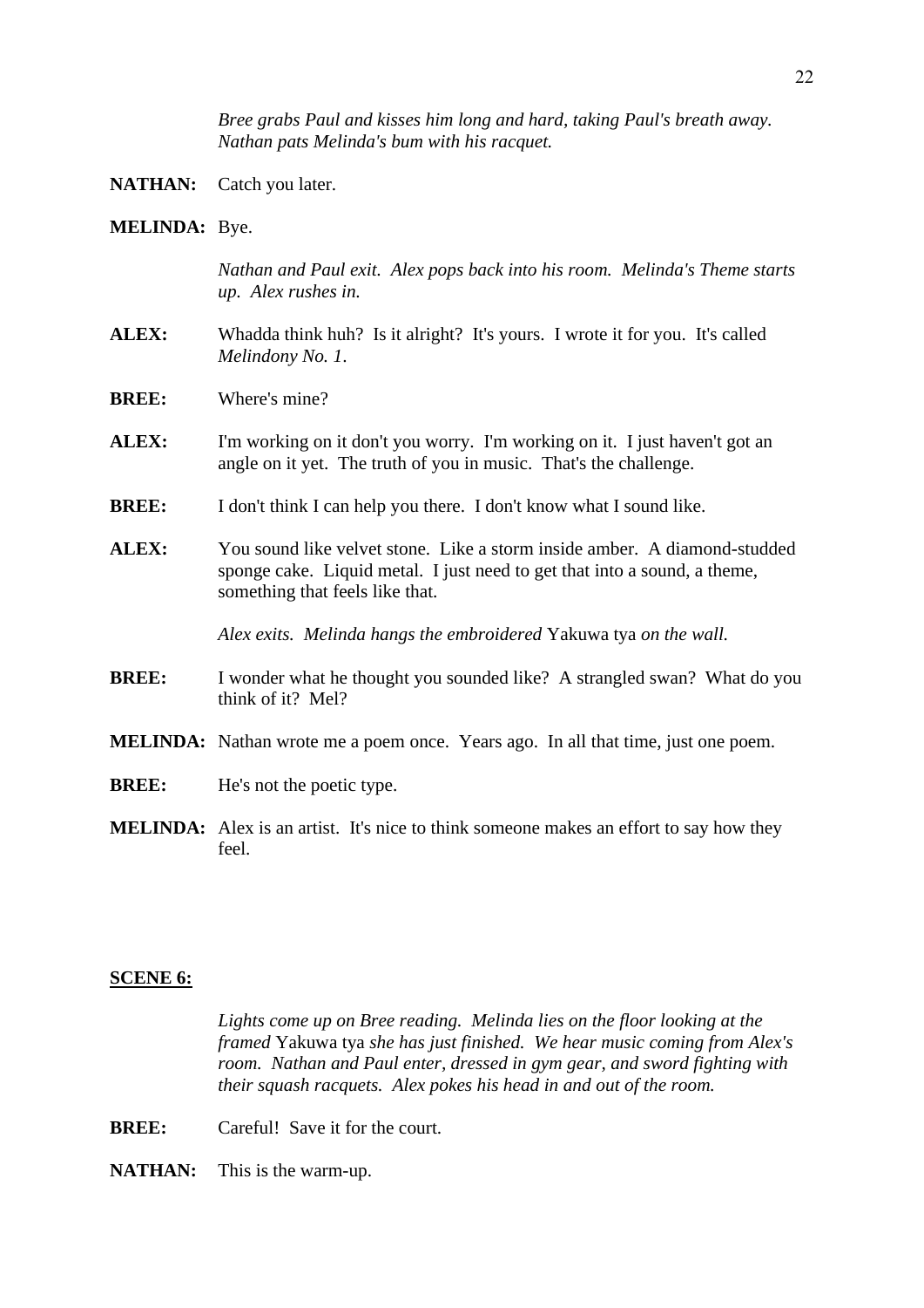*Bree grabs Paul and kisses him long and hard, taking Paul's breath away. Nathan pats Melinda's bum with his racquet.*

**NATHAN:** Catch you later.

**MELINDA:** Bye.

*Nathan and Paul exit. Alex pops back into his room. Melinda's Theme starts up. Alex rushes in.*

**ALEX:** Whadda think huh? Is it alright? It's yours. I wrote it for you. It's called *Melindony No. 1*.

**BREE:** Where's mine?

**ALEX:** I'm working on it don't you worry. I'm working on it. I just haven't got an angle on it yet. The truth of you in music. That's the challenge.

**BREE:** I don't think I can help you there. I don't know what I sound like.

**ALEX:** You sound like velvet stone. Like a storm inside amber. A diamond-studded sponge cake. Liquid metal. I just need to get that into a sound, a theme, something that feels like that.

*Alex exits. Melinda hangs the embroidered* Yakuwa tya *on the wall.*

**BREE:** I wonder what he thought you sounded like? A strangled swan? What do you think of it? Mel?

**MELINDA:** Nathan wrote me a poem once. Years ago. In all that time, just one poem.

**BREE:** He's not the poetic type.

**MELINDA:** Alex is an artist. It's nice to think someone makes an effort to say how they feel.

## SCENE 6:

*Lights come up on Bree reading. Melinda lies on the floor looking at the framed* Yakuwa tya *she has just finished. We hear music coming from Alex's room. Nathan and Paul enter, dressed in gym gear, and sword fighting with their squash racquets. Alex pokes his head in and out of the room.*

**BREE:** Careful! Save it for the court.

**NATHAN:** This is the warm-up.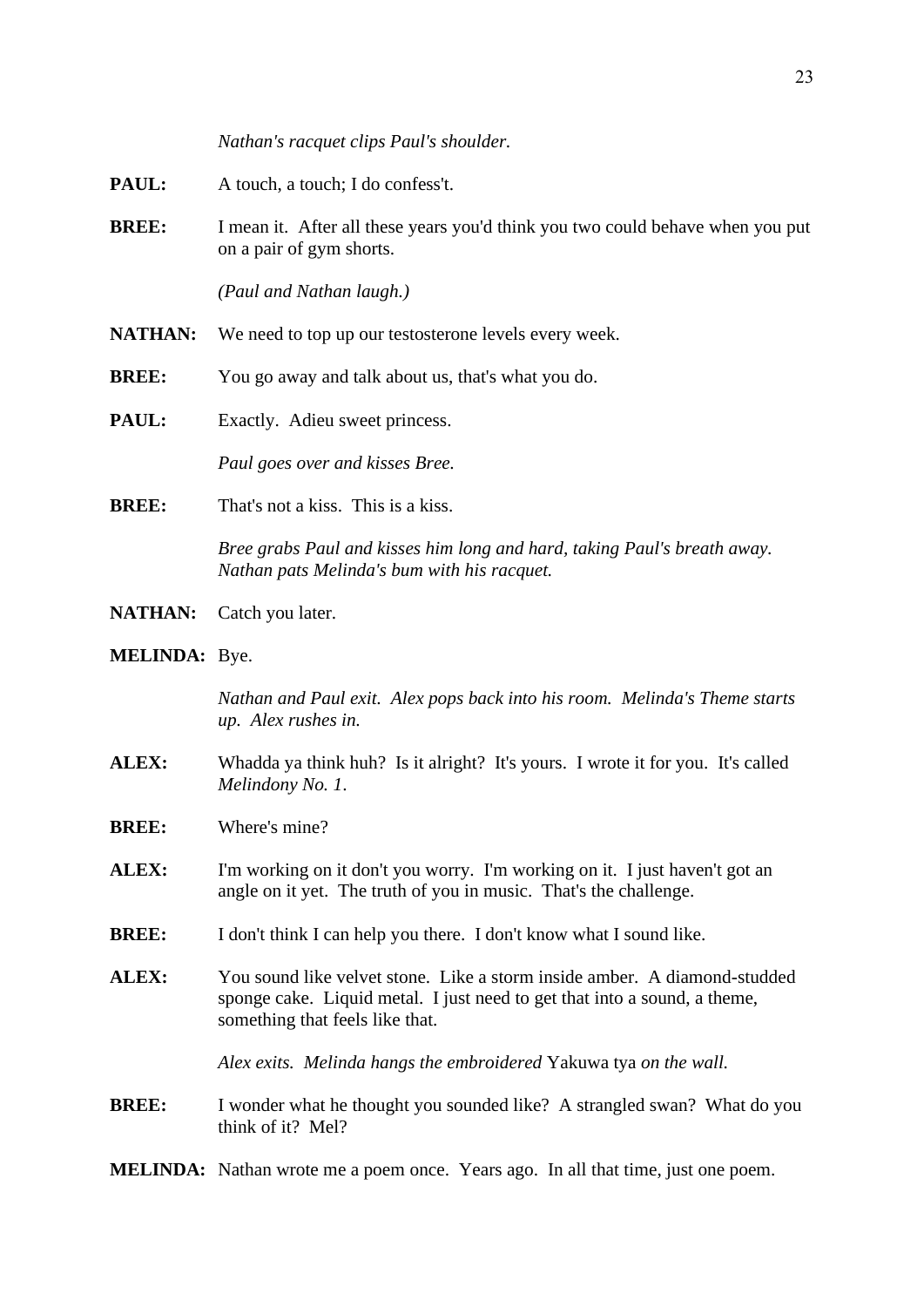*Nathan's racquet clips Paul's shoulder.*

**PAUL:** A touch, a touch; I do confess't.

**BREE:** I mean it. After all these years you'd think you two could behave when you put on a pair of gym shorts.

*(Paul and Nathan laugh.)*

**NATHAN:** We need to top up our testosterone levels every week.

**BREE:** You go away and talk about us, that's what you do.

**PAUL:** Exactly. Adieu sweet princess.

*Paul goes over and kisses Bree.*

**BREE:** That's not a kiss. This is a kiss.

*Bree grabs Paul and kisses him long and hard, taking Paul's breath away. Nathan pats Melinda's bum with his racquet.*

**NATHAN:** Catch you later.

**MELINDA:** Bye.

*Nathan and Paul exit. Alex pops back into his room. Melinda's Theme starts up. Alex rushes in.*

**ALEX:** Whadda ya think huh? Is it alright? It's yours. I wrote it for you. It's called *Melindony No. 1*.

**BREE:** Where's mine?

**ALEX:** I'm working on it don't you worry. I'm working on it. I just haven't got an angle on it yet. The truth of you in music. That's the challenge.

**BREE:** I don't think I can help you there. I don't know what I sound like.

**ALEX:** You sound like velvet stone. Like a storm inside amber. A diamond-studded sponge cake. Liquid metal. I just need to get that into a sound, a theme, something that feels like that.

*Alex exits. Melinda hangs the embroidered* Yakuwa tya *on the wall.*

**BREE:** I wonder what he thought you sounded like? A strangled swan? What do you think of it? Mel?

**MELINDA:** Nathan wrote me a poem once. Years ago. In all that time, just one poem.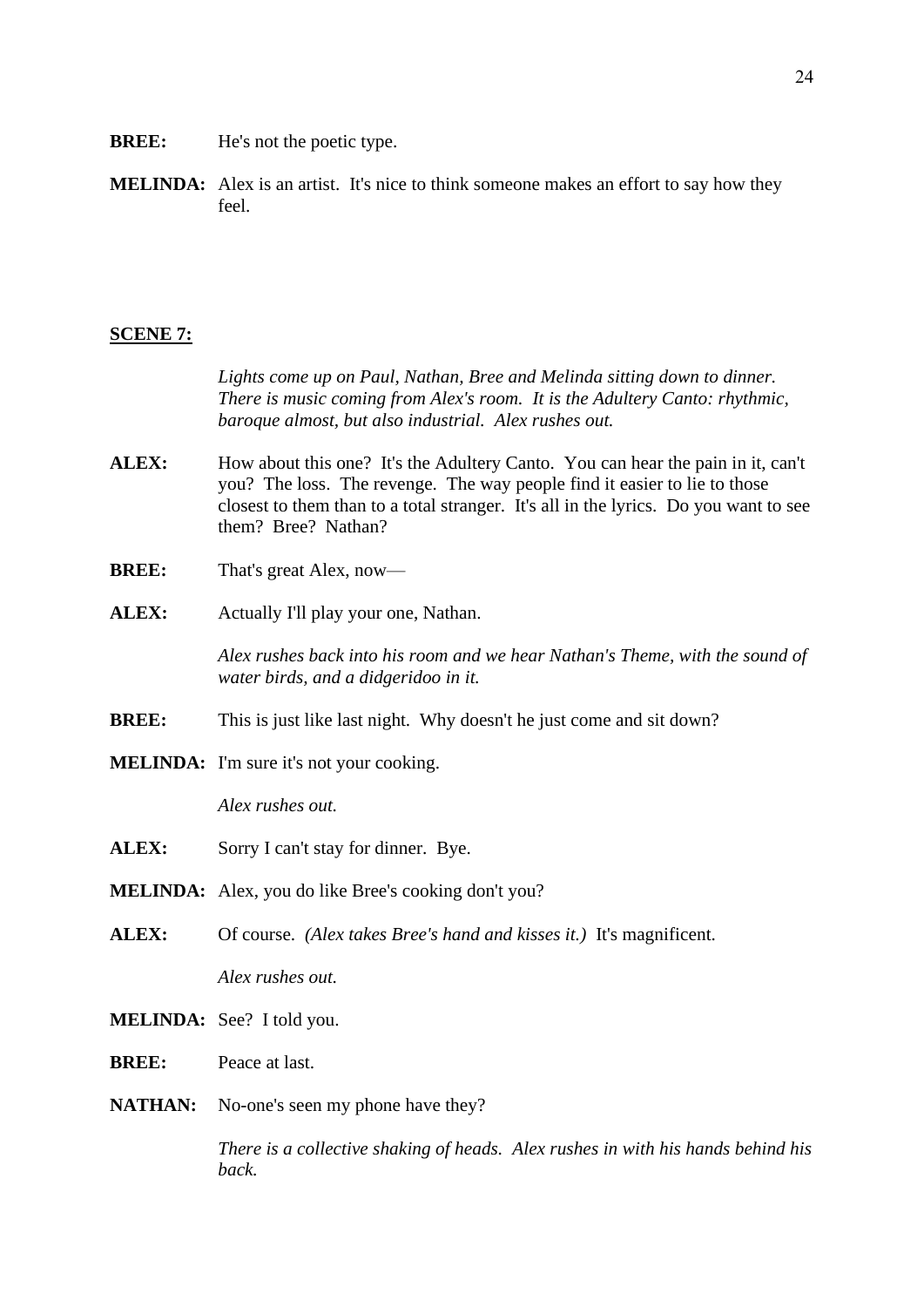**BREE:** He's not the poetic type.

**MELINDA:** Alex is an artist. It's nice to think someone makes an effort to say how they feel.

## SCENE 7:

*Lights come up on Paul, Nathan, Bree and Melinda sitting down to dinner. There is music coming from Alex's room. It is the Adultery Canto: rhythmic, baroque almost, but also industrial. Alex rushes out.*

**ALEX:** How about this one? It's the Adultery Canto. You can hear the pain in it, can't you? The loss. The revenge. The way people find it easier to lie to those closest to them than to a total stranger. It's all in the lyrics. Do you want to see them? Bree? Nathan?

**BREE:** That's great Alex, now—

**ALEX:** Actually I'll play your one, Nathan.

*Alex rushes back into his room and we hear Nathan's Theme, with the sound of water birds, and a didgeridoo in it.*

**BREE:** This is just like last night. Why doesn't he just come and sit down?

**MELINDA:** I'm sure it's not your cooking.

*Alex rushes out.*

**ALEX:** Sorry I can't stay for dinner. Bye.

**MELINDA:** Alex, you do like Bree's cooking don't you?

**ALEX:** Of course. *(Alex takes Bree's hand and kisses it.)* It's magnificent.

*Alex rushes out.*

**MELINDA:** See? I told you.

**BREE:** Peace at last.

**NATHAN:** No-one's seen my phone have they?

*There is a collective shaking of heads. Alex rushes in with his hands behind his back.*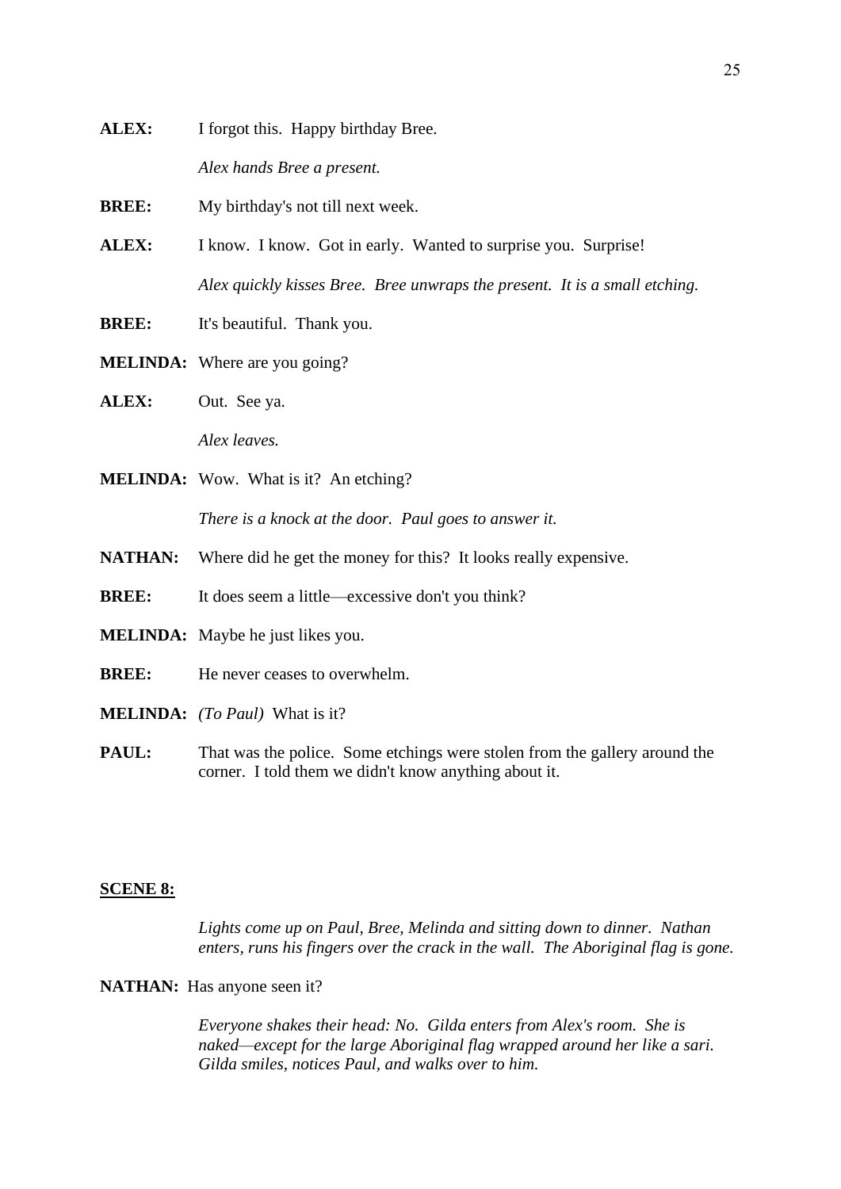**ALEX:** I forgot this. Happy birthday Bree.

*Alex hands Bree a present.*

**BREE:** My birthday's not till next week.

**ALEX:** I know. I know. Got in early. Wanted to surprise you. Surprise!

*Alex quickly kisses Bree. Bree unwraps the present. It is a small etching.*

**BREE:** It's beautiful. Thank you.

**MELINDA:** Where are you going?

**ALEX:** Out. See ya.

*Alex leaves.*

**MELINDA:** Wow. What is it? An etching?

*There is a knock at the door. Paul goes to answer it.*

**NATHAN:** Where did he get the money for this? It looks really expensive.

**BREE:** It does seem a little—excessive don't you think?

**MELINDA:** Maybe he just likes you.

**BREE:** He never ceases to overwhelm.

**MELINDA:** *(To Paul)* What is it?

**PAUL:** That was the police. Some etchings were stolen from the gallery around the corner. I told them we didn't know anything about it.

**<u>SCENE 8:</u>**

*Lights come up on Paul, Bree, Melinda and sitting down to dinner. Nathan enters, runs his fingers over the crack in the wall. The Aboriginal flag is gone.*

**NATHAN:** Has anyone seen it?

*Everyone shakes their head: No. Gilda enters from Alex's room. She is naked—except for the large Aboriginal flag wrapped around her like a sari. Gilda smiles, notices Paul, and walks over to him.*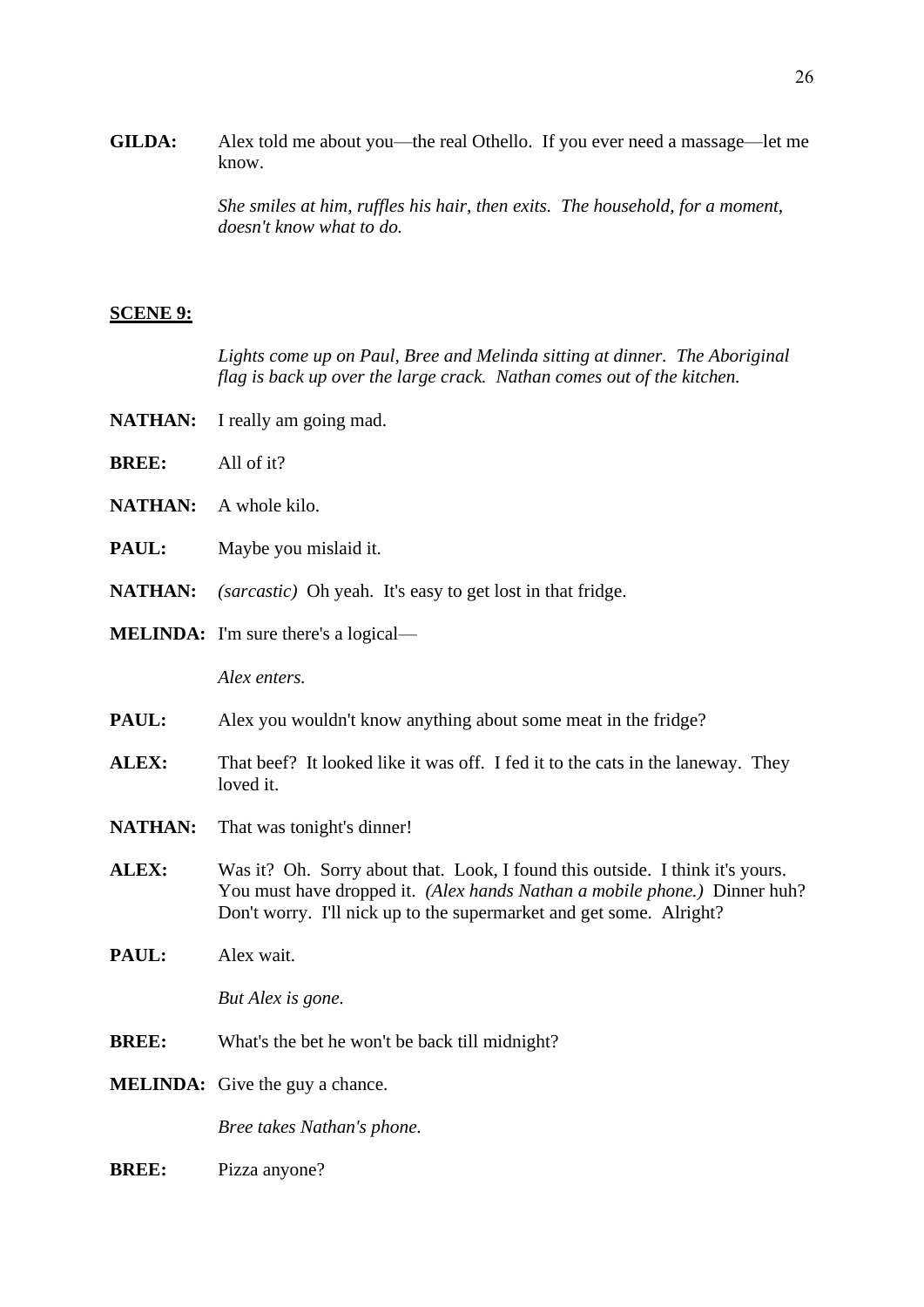**GILDA:** Alex told me about you—the real Othello. If you ever need a massage—let me know.

*She smiles at him, ruffles his hair, then exits. The household, for a moment, doesn't know what to do.*

**SCENE 9:**

*Lights come up on Paul, Bree and Melinda sitting at dinner. The Aboriginal flag is back up over the large crack. Nathan comes out of the kitchen.*

**NATHAN:** I really am going mad.

**BREE:** All of it?

**NATHAN:** A whole kilo.

**PAUL:** Maybe you mislaid it.

**NATHAN:** *(sarcastic)* Oh yeah. It's easy to get lost in that fridge.

**MELINDA:** I'm sure there's a logical—

*Alex enters.*

**PAUL:** Alex you wouldn't know anything about some meat in the fridge?

**ALEX:** That beef? It looked like it was off. I fed it to the cats in the laneway. They loved it.

**NATHAN:** That was tonight's dinner!

**ALEX:** Was it? Oh. Sorry about that. Look, I found this outside. I think it's yours. You must have dropped it. *(Alex hands Nathan a mobile phone.)* Dinner huh? Don't worry. I'll nick up to the supermarket and get some. Alright?

**PAUL:** Alex wait.

*But Alex is gone.*

**BREE:** What's the bet he won't be back till midnight?

**MELINDA:** Give the guy a chance.

*Bree takes Nathan's phone.*

**BREE:** Pizza anyone?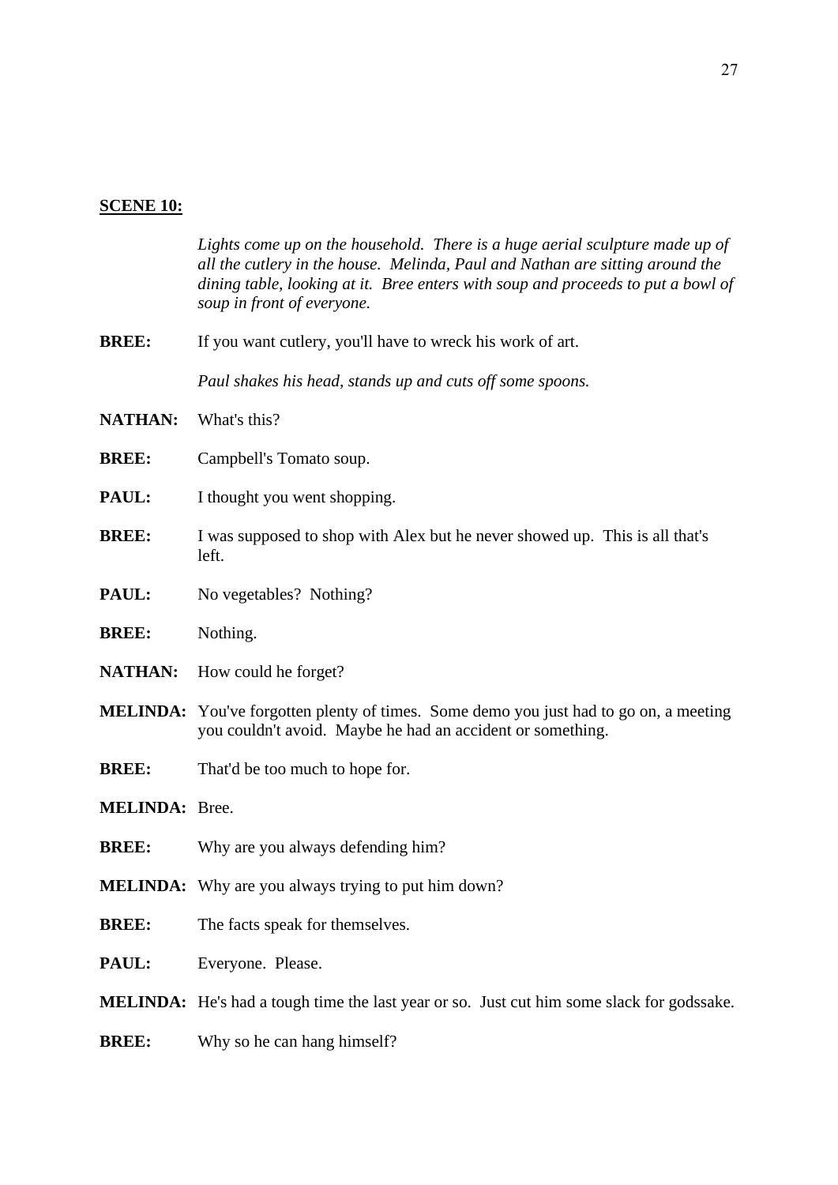**<u>SCENE 10:</u>**

*Lights come up on the household. There is a huge aerial sculpture made up of all the cutlery in the house. Melinda, Paul and Nathan are sitting around the dining table, looking at it. Bree enters with soup and proceeds to put a bowl of soup in front of everyone.*

**BREE:** If you want cutlery, you'll have to wreck his work of art.

*Paul shakes his head, stands up and cuts off some spoons.*

**NATHAN:** What's this?

**BREE:** Campbell's Tomato soup.

**PAUL:** I thought you went shopping.

**BREE:** I was supposed to shop with Alex but he never showed up. This is all that's left.

**PAUL:** No vegetables? Nothing?

**BREE:** Nothing.

**NATHAN:** How could he forget?

**MELINDA:** You've forgotten plenty of times. Some demo you just had to go on, a meeting you couldn't avoid. Maybe he had an accident or something.

**BREE:** That'd be too much to hope for.

**MELINDA:** Bree.

**BREE:** Why are you always defending him?

**MELINDA:** Why are you always trying to put him down?

**BREE:** The facts speak for themselves.

**PAUL:** Everyone. Please.

**MELINDA:** He's had a tough time the last year or so. Just cut him some slack for godssake.

**BREE:** Why so he can hang himself?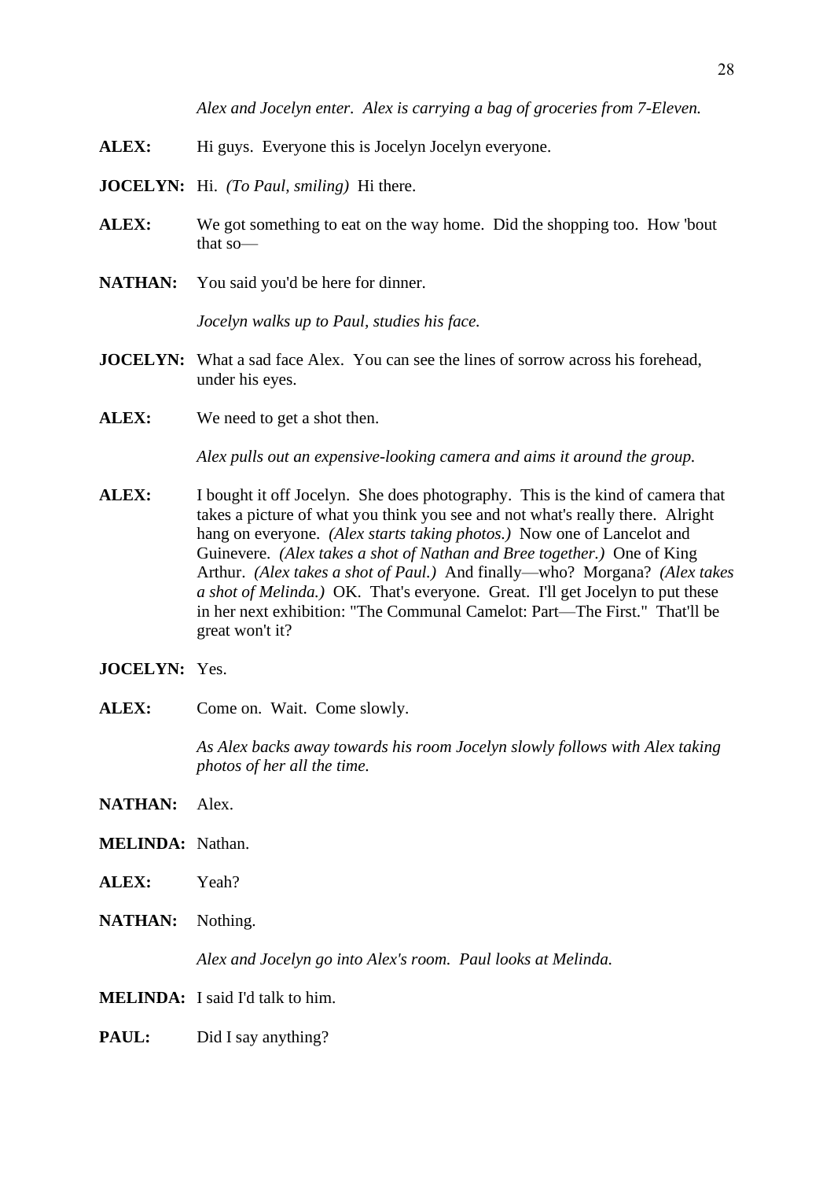*Alex and Jocelyn enter. Alex is carrying a bag of groceries from 7-Eleven.*

**ALEX:** Hi guys. Everyone this is Jocelyn Jocelyn everyone.

**JOCELYN:** Hi. *(To Paul, smiling)* Hi there.

**ALEX:** We got something to eat on the way home. Did the shopping too. How 'bout that so—

**NATHAN:** You said you'd be here for dinner.

*Jocelyn walks up to Paul, studies his face.*

**JOCELYN:** What a sad face Alex. You can see the lines of sorrow across his forehead, under his eyes.

**ALEX:** We need to get a shot then.

*Alex pulls out an expensive-looking camera and aims it around the group.*

**ALEX:** I bought it off Jocelyn. She does photography. This is the kind of camera that takes a picture of what you think you see and not what's really there. Alright hang on everyone. *(Alex starts taking photos.)* Now one of Lancelot and Guinevere. *(Alex takes a shot of Nathan and Bree together.)* One of King Arthur. *(Alex takes a shot of Paul.)* And finally—who? Morgana? *(Alex takes a shot of Melinda.)* OK. That's everyone. Great. I'll get Jocelyn to put these in her next exhibition: "The Communal Camelot: Part—The First." That'll be great won't it?

**JOCELYN:** Yes.

**ALEX:** Come on. Wait. Come slowly.

*As Alex backs away towards his room Jocelyn slowly follows with Alex taking photos of her all the time.*

**NATHAN:** Alex.

**MELINDA:** Nathan.

**ALEX:** Yeah?

**NATHAN:** Nothing.

*Alex and Jocelyn go into Alex's room. Paul looks at Melinda.*

**MELINDA:** I said I'd talk to him.

**PAUL:** Did I say anything?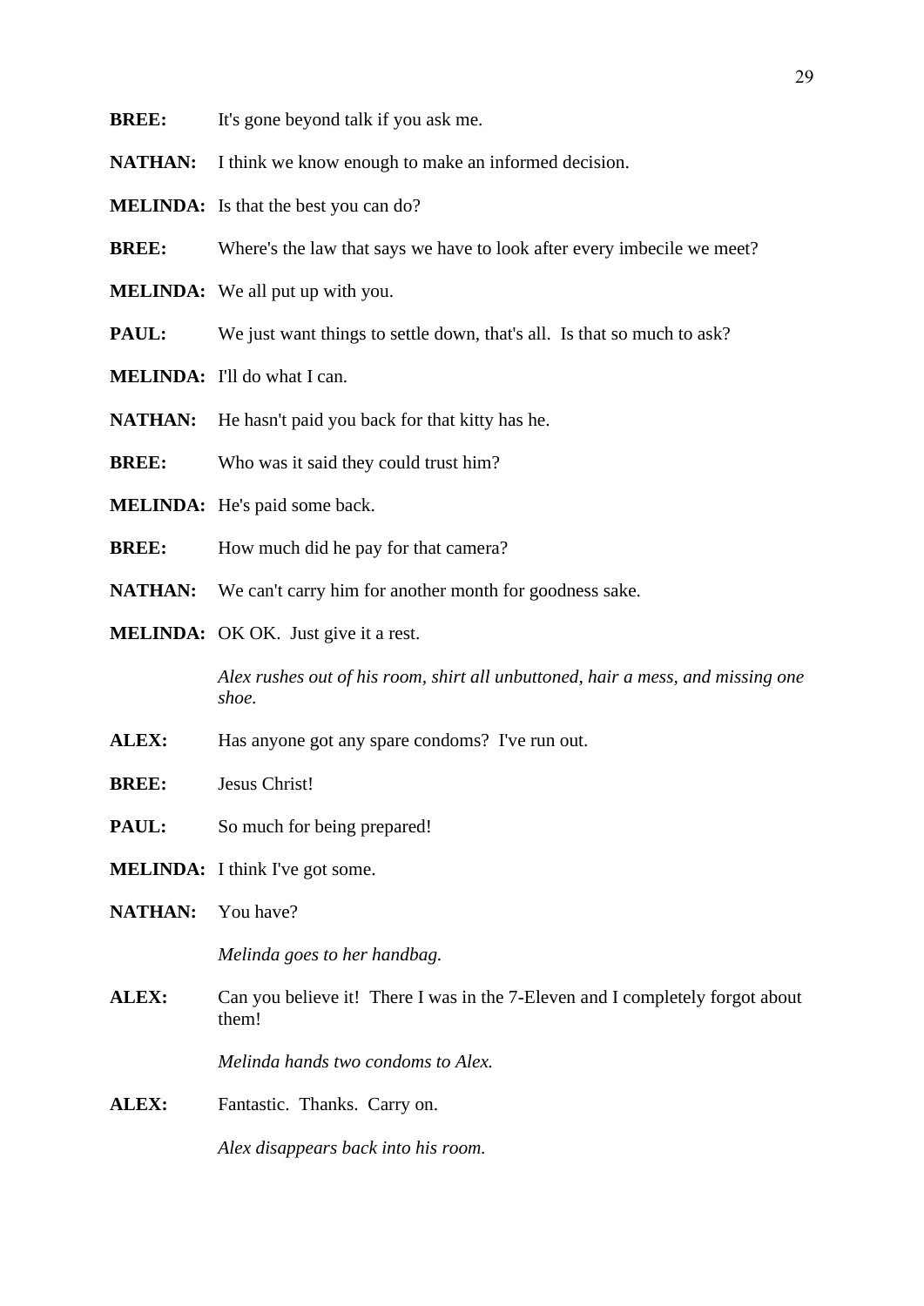**BREE:** It's gone beyond talk if you ask me.

**NATHAN:** I think we know enough to make an informed decision.

**MELINDA:** Is that the best you can do?

**BREE:** Where's the law that says we have to look after every imbecile we meet?

**MELINDA:** We all put up with you.

**PAUL:** We just want things to settle down, that's all. Is that so much to ask?

**MELINDA:** I'll do what I can.

**NATHAN:** He hasn't paid you back for that kitty has he.

**BREE:** Who was it said they could trust him?

**MELINDA:** He's paid some back.

**BREE:** How much did he pay for that camera?

**NATHAN:** We can't carry him for another month for goodness sake.

**MELINDA:** OK OK. Just give it a rest.

*Alex rushes out of his room, shirt all unbuttoned, hair a mess, and missing one shoe.*

**ALEX:** Has anyone got any spare condoms? I've run out.

**BREE:** Jesus Christ!

**PAUL:** So much for being prepared!

**MELINDA:** I think I've got some.

**NATHAN:** You have?

*Melinda goes to her handbag.*

**ALEX:** Can you believe it! There I was in the 7-Eleven and I completely forgot about them!

*Melinda hands two condoms to Alex.*

**ALEX:** Fantastic. Thanks. Carry on.

*Alex disappears back into his room.*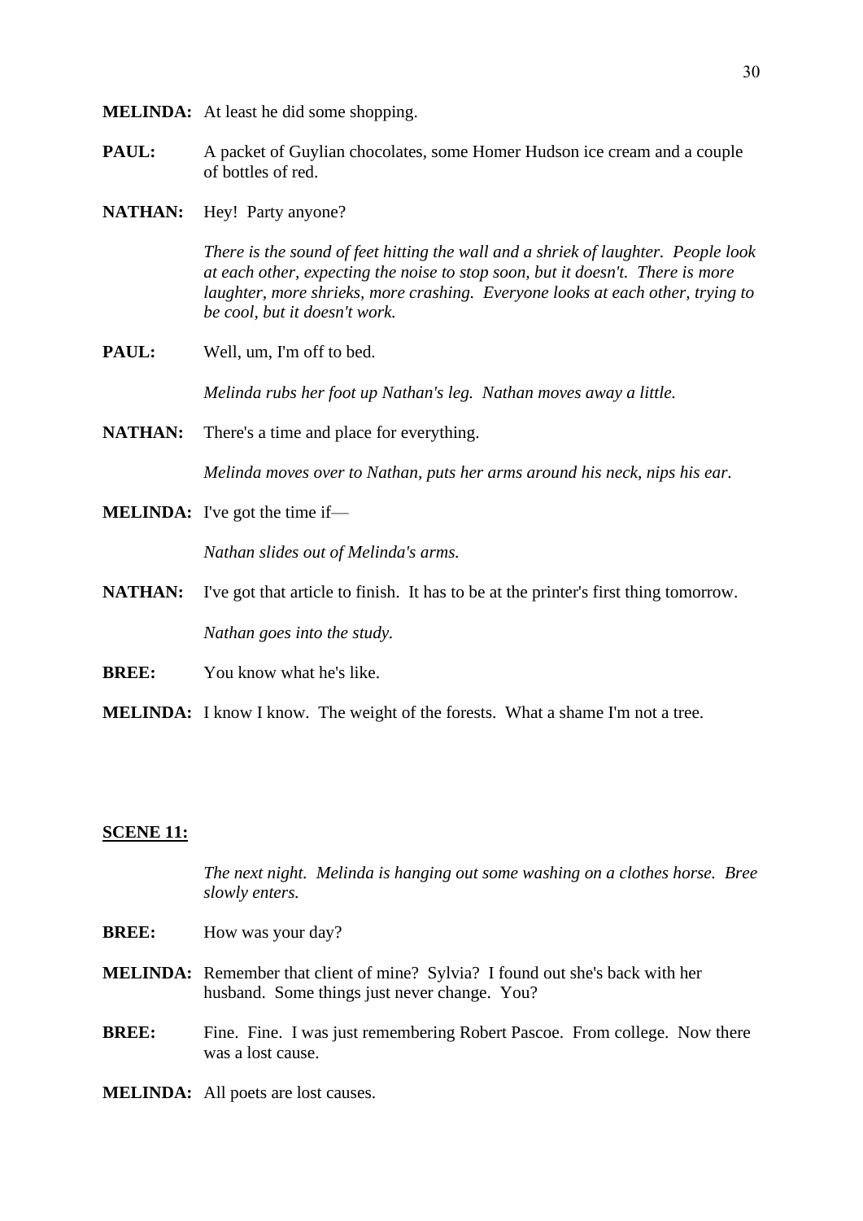**MELINDA:** At least he did some shopping.

**PAUL:** A packet of Guylian chocolates, some Homer Hudson ice cream and a couple of bottles of red.

**NATHAN:** Hey! Party anyone?

*There is the sound of feet hitting the wall and a shriek of laughter. People look at each other, expecting the noise to stop soon, but it doesn't. There is more laughter, more shrieks, more crashing. Everyone looks at each other, trying to be cool, but it doesn't work.*

**PAUL:** Well, um, I'm off to bed.

*Melinda rubs her foot up Nathan's leg. Nathan moves away a little.*

**NATHAN:** There's a time and place for everything.

*Melinda moves over to Nathan, puts her arms around his neck, nips his ear.*

**MELINDA:** I've got the time if—

*Nathan slides out of Melinda's arms.*

**NATHAN:** I've got that article to finish. It has to be at the printer's first thing tomorrow.

*Nathan goes into the study.*

**BREE:** You know what he's like.

**MELINDA:** I know I know. The weight of the forests. What a shame I'm not a tree.

**SCENE 11:**

*The next night. Melinda is hanging out some washing on a clothes horse. Bree slowly enters.*

**BREE:** How was your day?

**MELINDA:** Remember that client of mine? Sylvia? I found out she's back with her husband. Some things just never change. You?

**BREE:** Fine. Fine. I was just remembering Robert Pascoe. From college. Now there was a lost cause.

**MELINDA:** All poets are lost causes.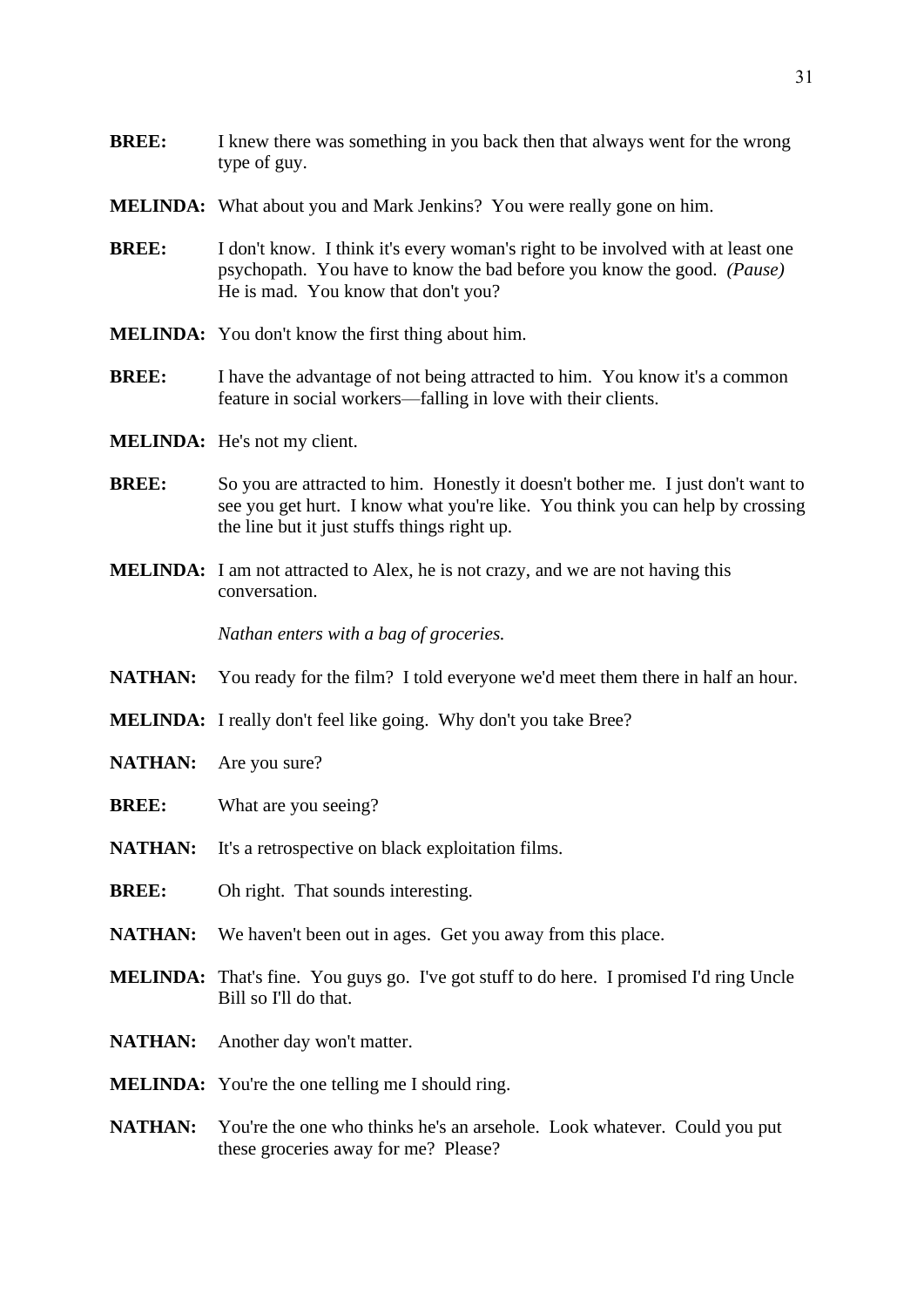**BREE:** I knew there was something in you back then that always went for the wrong type of guy.

**MELINDA:** What about you and Mark Jenkins? You were really gone on him.

**BREE:** I don't know. I think it's every woman's right to be involved with at least one psychopath. You have to know the bad before you know the good. *(Pause)* He is mad. You know that don't you?

**MELINDA:** You don't know the first thing about him.

**BREE:** I have the advantage of not being attracted to him. You know it's a common feature in social workers—falling in love with their clients.

**MELINDA:** He's not my client.

**BREE:** So you are attracted to him. Honestly it doesn't bother me. I just don't want to see you get hurt. I know what you're like. You think you can help by crossing the line but it just stuffs things right up.

**MELINDA:** I am not attracted to Alex, he is not crazy, and we are not having this conversation.

*Nathan enters with a bag of groceries.*

**NATHAN:** You ready for the film? I told everyone we'd meet them there in half an hour.

**MELINDA:** I really don't feel like going. Why don't you take Bree?

**NATHAN:** Are you sure?

**BREE:** What are you seeing?

**NATHAN:** It's a retrospective on black exploitation films.

**BREE:** Oh right. That sounds interesting.

**NATHAN:** We haven't been out in ages. Get you away from this place.

**MELINDA:** That's fine. You guys go. I've got stuff to do here. I promised I'd ring Uncle Bill so I'll do that.

**NATHAN:** Another day won't matter.

**MELINDA:** You're the one telling me I should ring.

**NATHAN:** You're the one who thinks he's an arsehole. Look whatever. Could you put these groceries away for me? Please?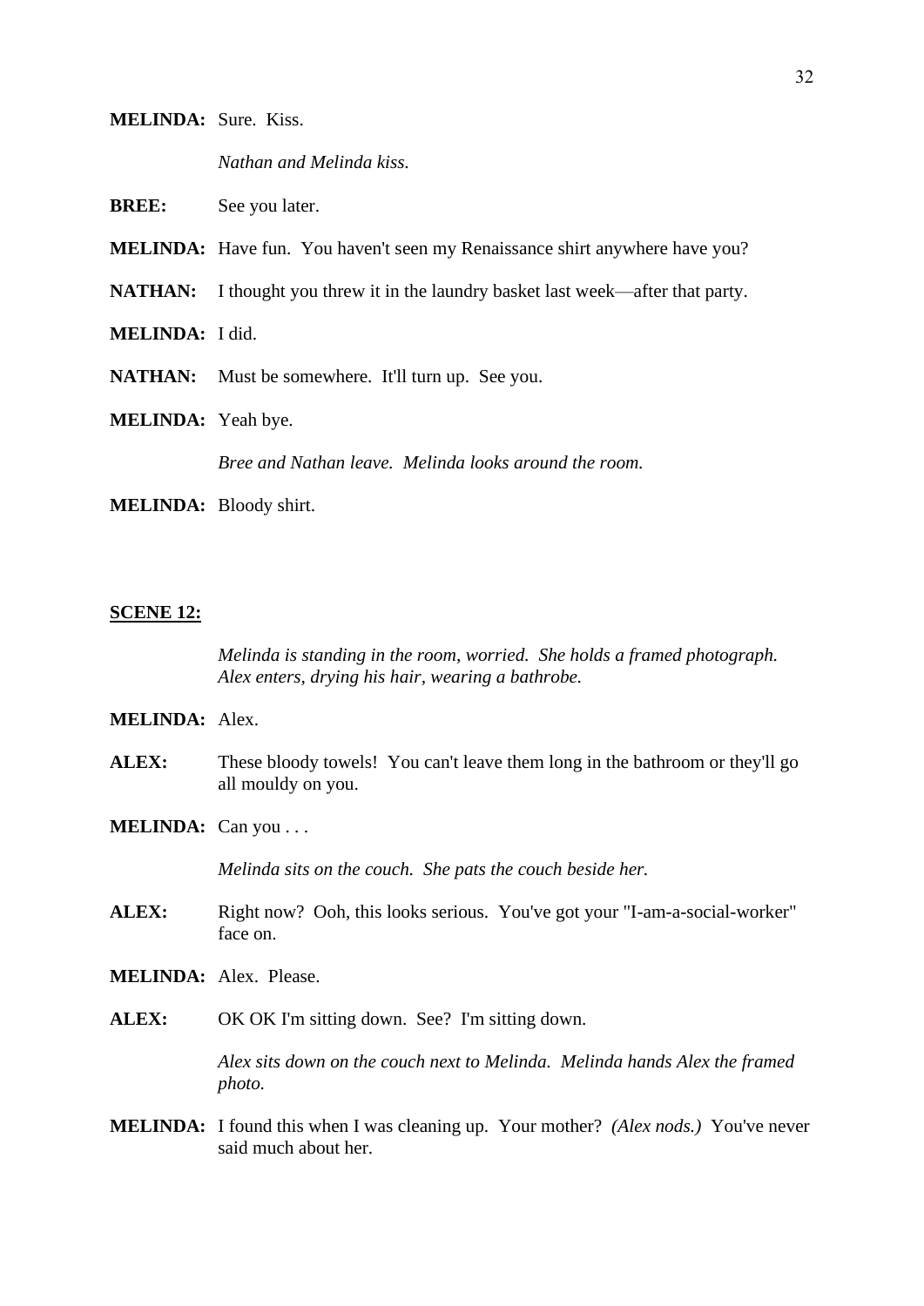**MELINDA:** Sure. Kiss.

*Nathan and Melinda kiss.*

**BREE:** See you later.

**MELINDA:** Have fun. You haven't seen my Renaissance shirt anywhere have you?

**NATHAN:** I thought you threw it in the laundry basket last week—after that party.

**MELINDA:** I did.

**NATHAN:** Must be somewhere. It'll turn up. See you.

**MELINDA:** Yeah bye.

*Bree and Nathan leave. Melinda looks around the room.*

**MELINDA:** Bloody shirt.

## SCENE 12:

*Melinda is standing in the room, worried. She holds a framed photograph. Alex enters, drying his hair, wearing a bathrobe.*

**MELINDA:** Alex.

**ALEX:** These bloody towels! You can't leave them long in the bathroom or they'll go all mouldy on you.

**MELINDA:** Can you . . .

*Melinda sits on the couch. She pats the couch beside her.*

**ALEX:** Right now? Ooh, this looks serious. You've got your "I-am-a-social-worker" face on.

**MELINDA:** Alex. Please.

**ALEX:** OK OK I'm sitting down. See? I'm sitting down.

*Alex sits down on the couch next to Melinda. Melinda hands Alex the framed photo.*

**MELINDA:** I found this when I was cleaning up. Your mother? *(Alex nods.)* You've never said much about her.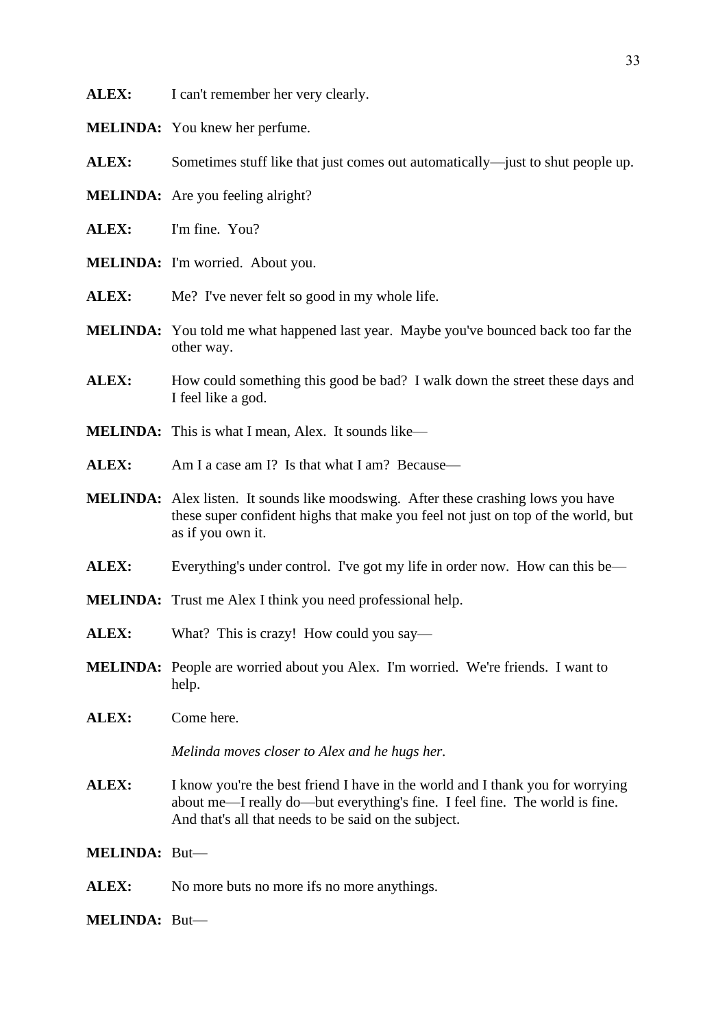**ALEX:** I can't remember her very clearly.

**MELINDA:** You knew her perfume.

**ALEX:** Sometimes stuff like that just comes out automatically—just to shut people up.

**MELINDA:** Are you feeling alright?

**ALEX:** I'm fine. You?

**MELINDA:** I'm worried. About you.

**ALEX:** Me? I've never felt so good in my whole life.

**MELINDA:** You told me what happened last year. Maybe you've bounced back too far the other way.

**ALEX:** How could something this good be bad? I walk down the street these days and I feel like a god.

**MELINDA:** This is what I mean, Alex. It sounds like—

**ALEX:** Am I a case am I? Is that what I am? Because—

**MELINDA:** Alex listen. It sounds like moodswing. After these crashing lows you have these super confident highs that make you feel not just on top of the world, but as if you own it.

**ALEX:** Everything's under control. I've got my life in order now. How can this be—

**MELINDA:** Trust me Alex I think you need professional help.

**ALEX:** What? This is crazy! How could you say—

**MELINDA:** People are worried about you Alex. I'm worried. We're friends. I want to help.

**ALEX:** Come here.

*Melinda moves closer to Alex and he hugs her.*

**ALEX:** I know you're the best friend I have in the world and I thank you for worrying about me—I really do—but everything's fine. I feel fine. The world is fine. And that's all that needs to be said on the subject.

**MELINDA:** But—

**ALEX:** No more buts no more ifs no more anythings.

**MELINDA:** But—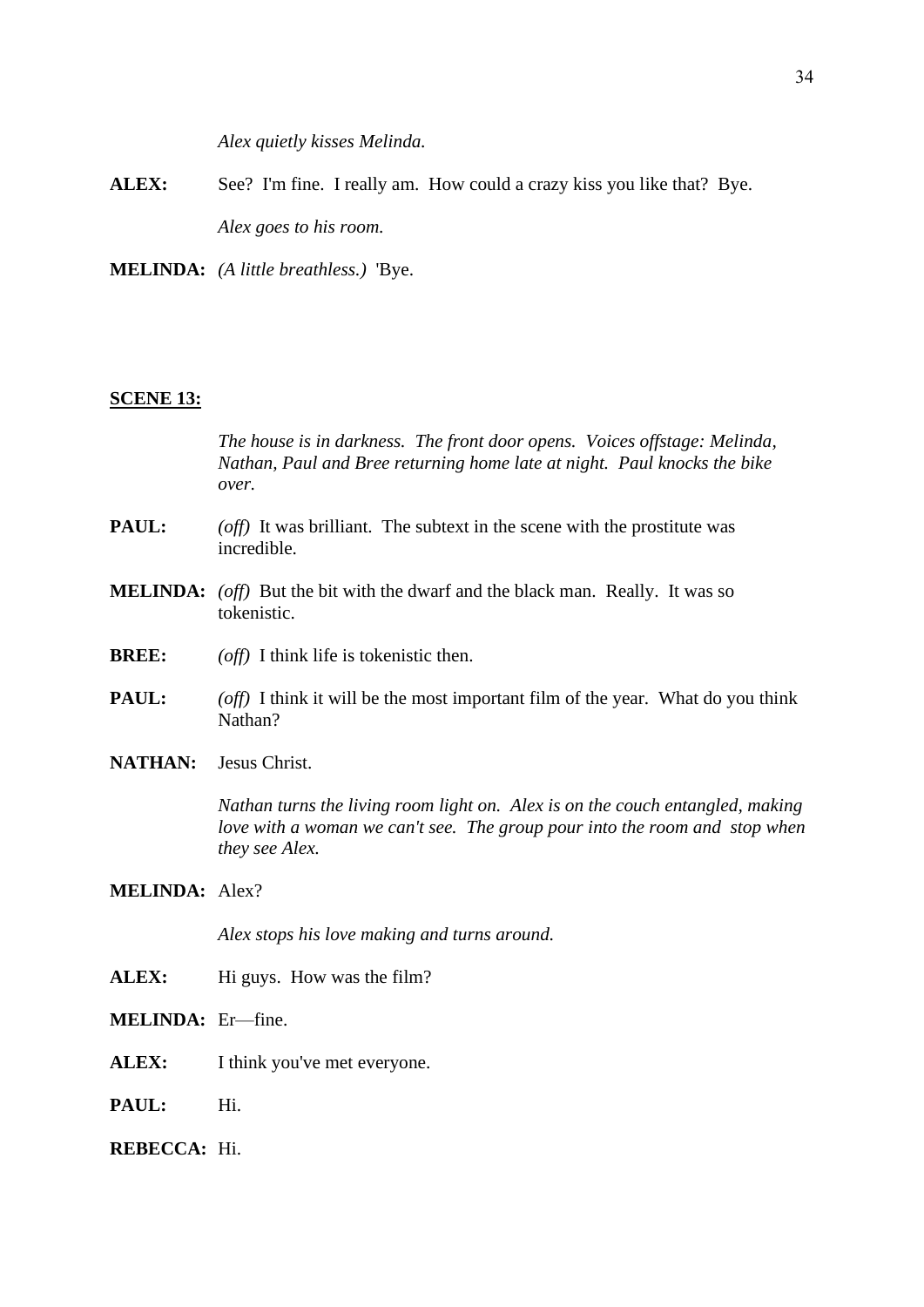*Alex quietly kisses Melinda.*

**ALEX:** See? I'm fine. I really am. How could a crazy kiss you like that? Bye.

*Alex goes to his room.*

**MELINDA:** *(A little breathless.)* 'Bye.

**SCENE 13:**

*The house is in darkness. The front door opens. Voices offstage: Melinda, Nathan, Paul and Bree returning home late at night. Paul knocks the bike over.*

**PAUL:** *(off)* It was brilliant. The subtext in the scene with the prostitute was incredible.

**MELINDA:** *(off)* But the bit with the dwarf and the black man. Really. It was so tokenistic.

**BREE:** *(off)* I think life is tokenistic then.

**PAUL:** *(off)* I think it will be the most important film of the year. What do you think Nathan?

**NATHAN:** Jesus Christ.

*Nathan turns the living room light on. Alex is on the couch entangled, making love with a woman we can't see. The group pour into the room and stop when they see Alex.*

**MELINDA:** Alex?

*Alex stops his love making and turns around.*

**ALEX:** Hi guys. How was the film?

**MELINDA:** Er—fine.

**ALEX:** I think you've met everyone.

**PAUL:** Hi.

**REBECCA:** Hi.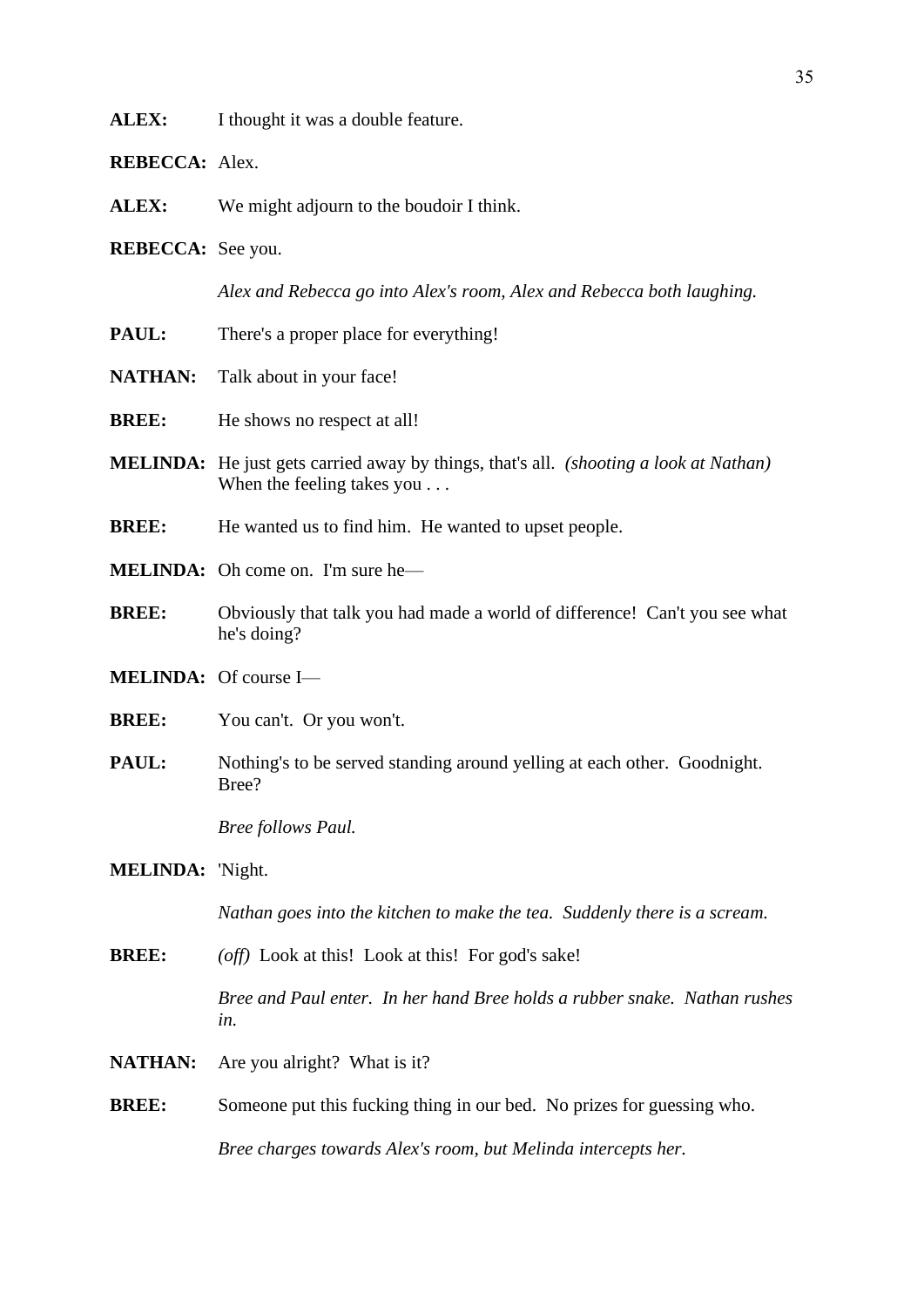**ALEX:** I thought it was a double feature.

**REBECCA:** Alex.

**ALEX:** We might adjourn to the boudoir I think.

**REBECCA:** See you.

*Alex and Rebecca go into Alex's room, Alex and Rebecca both laughing.*

**PAUL:** There's a proper place for everything!

**NATHAN:** Talk about in your face!

**BREE:** He shows no respect at all!

**MELINDA:** He just gets carried away by things, that's all. *(shooting a look at Nathan)* When the feeling takes you . . .

**BREE:** He wanted us to find him. He wanted to upset people.

**MELINDA:** Oh come on. I'm sure he—

**BREE:** Obviously that talk you had made a world of difference! Can't you see what he's doing?

**MELINDA:** Of course I—

**BREE:** You can't. Or you won't.

**PAUL:** Nothing's to be served standing around yelling at each other. Goodnight. Bree?

*Bree follows Paul.*

**MELINDA:** 'Night.

*Nathan goes into the kitchen to make the tea. Suddenly there is a scream.*

**BREE:** *(off)* Look at this! Look at this! For god's sake!

*Bree and Paul enter. In her hand Bree holds a rubber snake. Nathan rushes in.*

**NATHAN:** Are you alright? What is it?

**BREE:** Someone put this fucking thing in our bed. No prizes for guessing who.

*Bree charges towards Alex's room, but Melinda intercepts her.*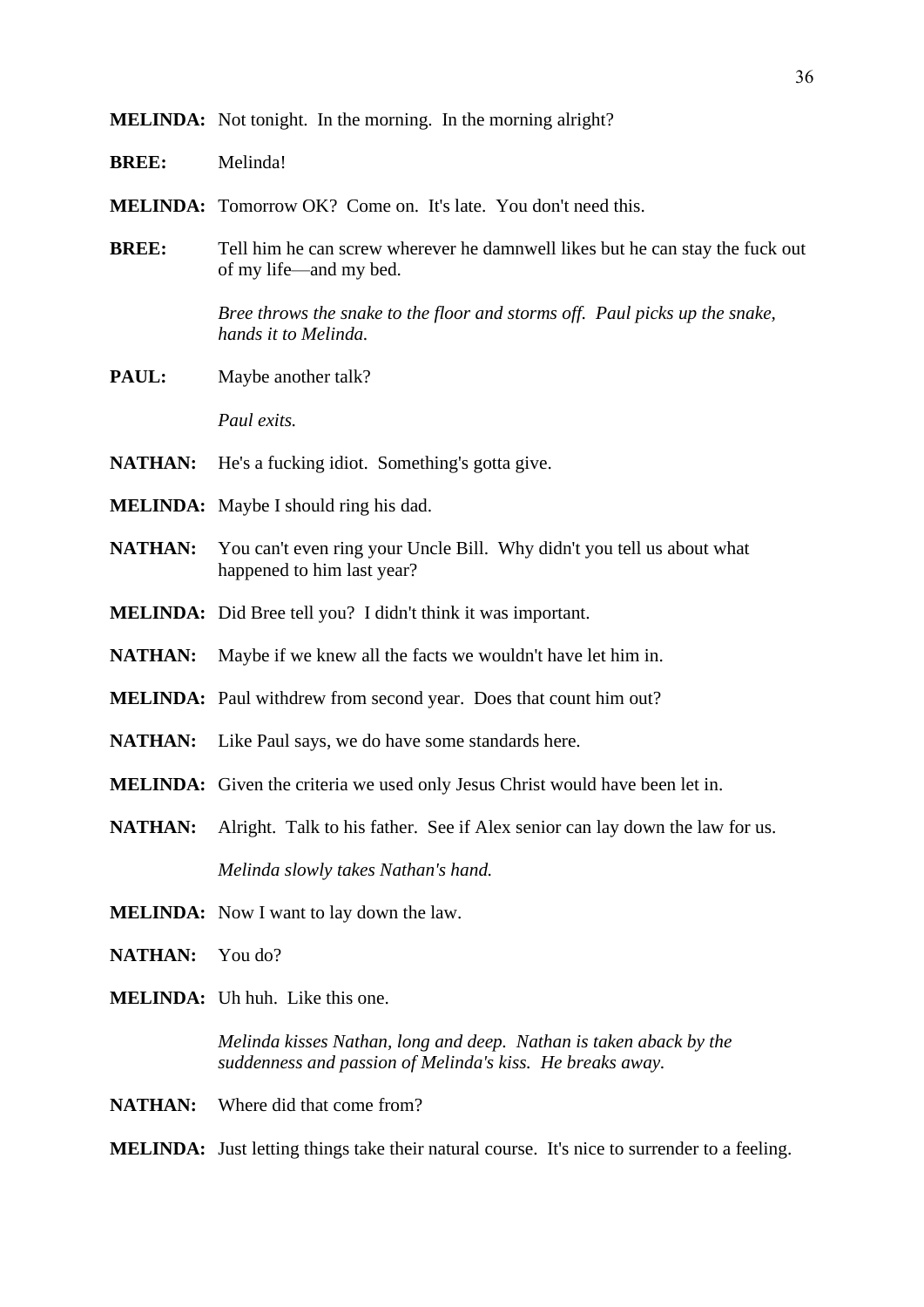**MELINDA:** Not tonight. In the morning. In the morning alright?

**BREE:** Melinda!

**MELINDA:** Tomorrow OK? Come on. It's late. You don't need this.

**BREE:** Tell him he can screw wherever he damnwell likes but he can stay the fuck out of my life—and my bed.

*Bree throws the snake to the floor and storms off. Paul picks up the snake, hands it to Melinda.*

**PAUL:** Maybe another talk?

*Paul exits.*

**NATHAN:** He's a fucking idiot. Something's gotta give.

**MELINDA:** Maybe I should ring his dad.

**NATHAN:** You can't even ring your Uncle Bill. Why didn't you tell us about what happened to him last year?

**MELINDA:** Did Bree tell you? I didn't think it was important.

**NATHAN:** Maybe if we knew all the facts we wouldn't have let him in.

**MELINDA:** Paul withdrew from second year. Does that count him out?

**NATHAN:** Like Paul says, we do have some standards here.

**MELINDA:** Given the criteria we used only Jesus Christ would have been let in.

**NATHAN:** Alright. Talk to his father. See if Alex senior can lay down the law for us.

*Melinda slowly takes Nathan's hand.*

**MELINDA:** Now I want to lay down the law.

**NATHAN:** You do?

**MELINDA:** Uh huh. Like this one.

*Melinda kisses Nathan, long and deep. Nathan is taken aback by the suddenness and passion of Melinda's kiss. He breaks away.*

**NATHAN:** Where did that come from?

**MELINDA:** Just letting things take their natural course. It's nice to surrender to a feeling.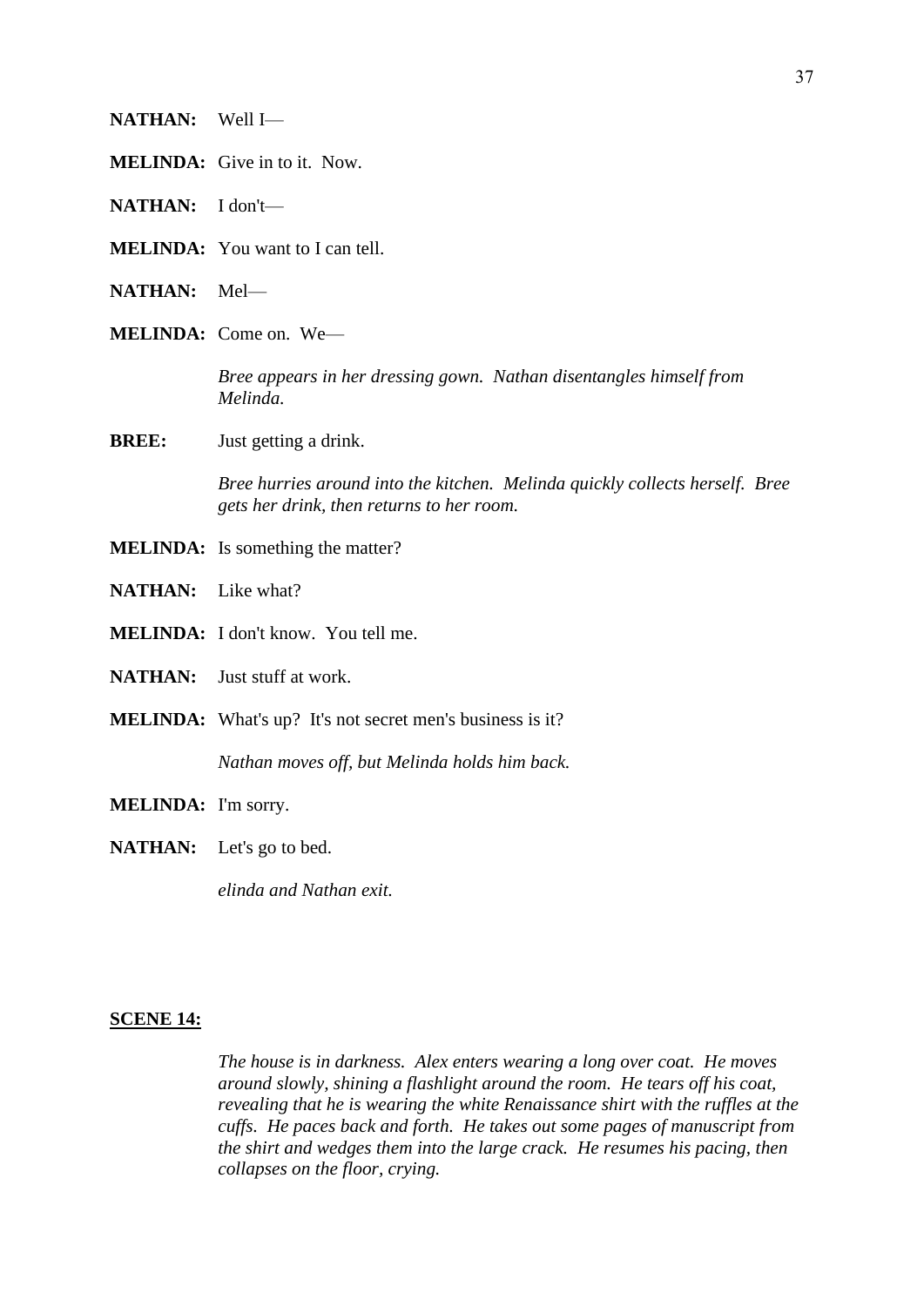**NATHAN:** Well I—

**MELINDA:** Give in to it. Now.

**NATHAN:** I don't—

**MELINDA:** You want to I can tell.

**NATHAN:** Mel—

**MELINDA:** Come on. We—

*Bree appears in her dressing gown. Nathan disentangles himself from Melinda.*

**BREE:** Just getting a drink.

*Bree hurries around into the kitchen. Melinda quickly collects herself. Bree gets her drink, then returns to her room.*

**MELINDA:** Is something the matter?

**NATHAN:** Like what?

**MELINDA:** I don't know. You tell me.

**NATHAN:** Just stuff at work.

**MELINDA:** What's up? It's not secret men's business is it?

*Nathan moves off, but Melinda holds him back.*

**MELINDA:** I'm sorry.

**NATHAN:** Let's go to bed.

*elinda and Nathan exit.*

## SCENE 14:

*The house is in darkness. Alex enters wearing a long over coat. He moves around slowly, shining a flashlight around the room. He tears off his coat, revealing that he is wearing the white Renaissance shirt with the ruffles at the cuffs. He paces back and forth. He takes out some pages of manuscript from the shirt and wedges them into the large crack. He resumes his pacing, then collapses on the floor, crying.*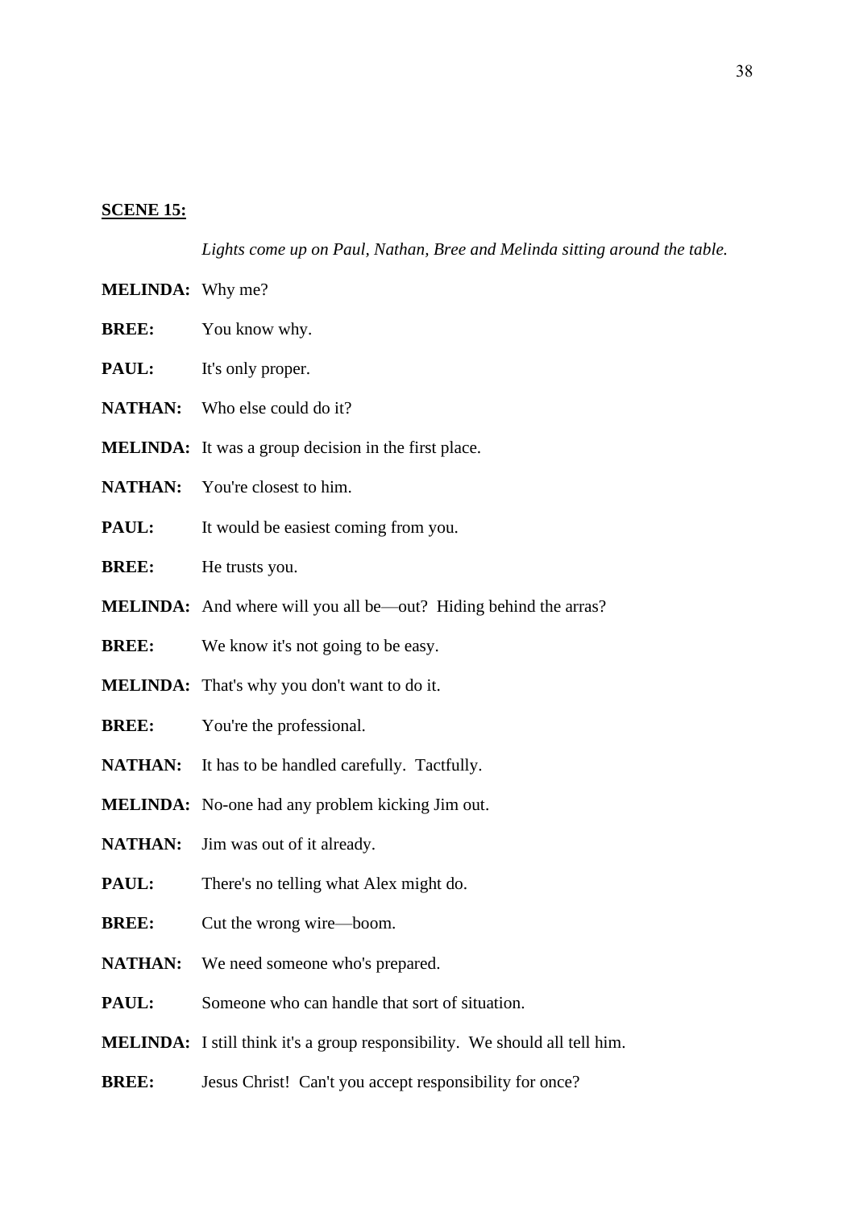**SCENE 15:**

*Lights come up on Paul, Nathan, Bree and Melinda sitting around the table.*

**MELINDA:** Why me?

**BREE:** You know why.

**PAUL:** It's only proper.

**NATHAN:** Who else could do it?

**MELINDA:** It was a group decision in the first place.

**NATHAN:** You're closest to him.

**PAUL:** It would be easiest coming from you.

**BREE:** He trusts you.

**MELINDA:** And where will you all be—out? Hiding behind the arras?

**BREE:** We know it's not going to be easy.

**MELINDA:** That's why you don't want to do it.

**BREE:** You're the professional.

**NATHAN:** It has to be handled carefully. Tactfully.

**MELINDA:** No-one had any problem kicking Jim out.

**NATHAN:** Jim was out of it already.

**PAUL:** There's no telling what Alex might do.

**BREE:** Cut the wrong wire—boom.

**NATHAN:** We need someone who's prepared.

**PAUL:** Someone who can handle that sort of situation.

**MELINDA:** I still think it's a group responsibility. We should all tell him.

**BREE:** Jesus Christ! Can't you accept responsibility for once?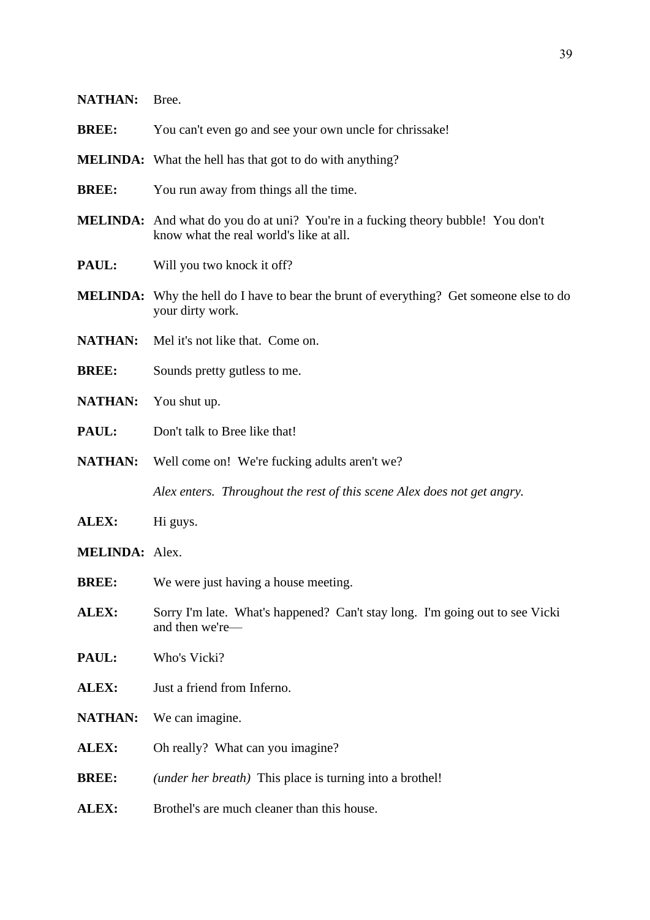**NATHAN:** Bree.

**BREE:** You can't even go and see your own uncle for chrissake!

**MELINDA:** What the hell has that got to do with anything?

**BREE:** You run away from things all the time.

**MELINDA:** And what do you do at uni? You're in a fucking theory bubble! You don't know what the real world's like at all.

**PAUL:** Will you two knock it off?

**MELINDA:** Why the hell do I have to bear the brunt of everything? Get someone else to do your dirty work.

**NATHAN:** Mel it's not like that. Come on.

**BREE:** Sounds pretty gutless to me.

**NATHAN:** You shut up.

**PAUL:** Don't talk to Bree like that!

**NATHAN:** Well come on! We're fucking adults aren't we?

*Alex enters. Throughout the rest of this scene Alex does not get angry.*

**ALEX:** Hi guys.

**MELINDA:** Alex.

**BREE:** We were just having a house meeting.

**ALEX:** Sorry I'm late. What's happened? Can't stay long. I'm going out to see Vicki and then we're—

**PAUL:** Who's Vicki?

**ALEX:** Just a friend from Inferno.

**NATHAN:** We can imagine.

**ALEX:** Oh really? What can you imagine?

**BREE:** *(under her breath)* This place is turning into a brothel!

**ALEX:** Brothel's are much cleaner than this house.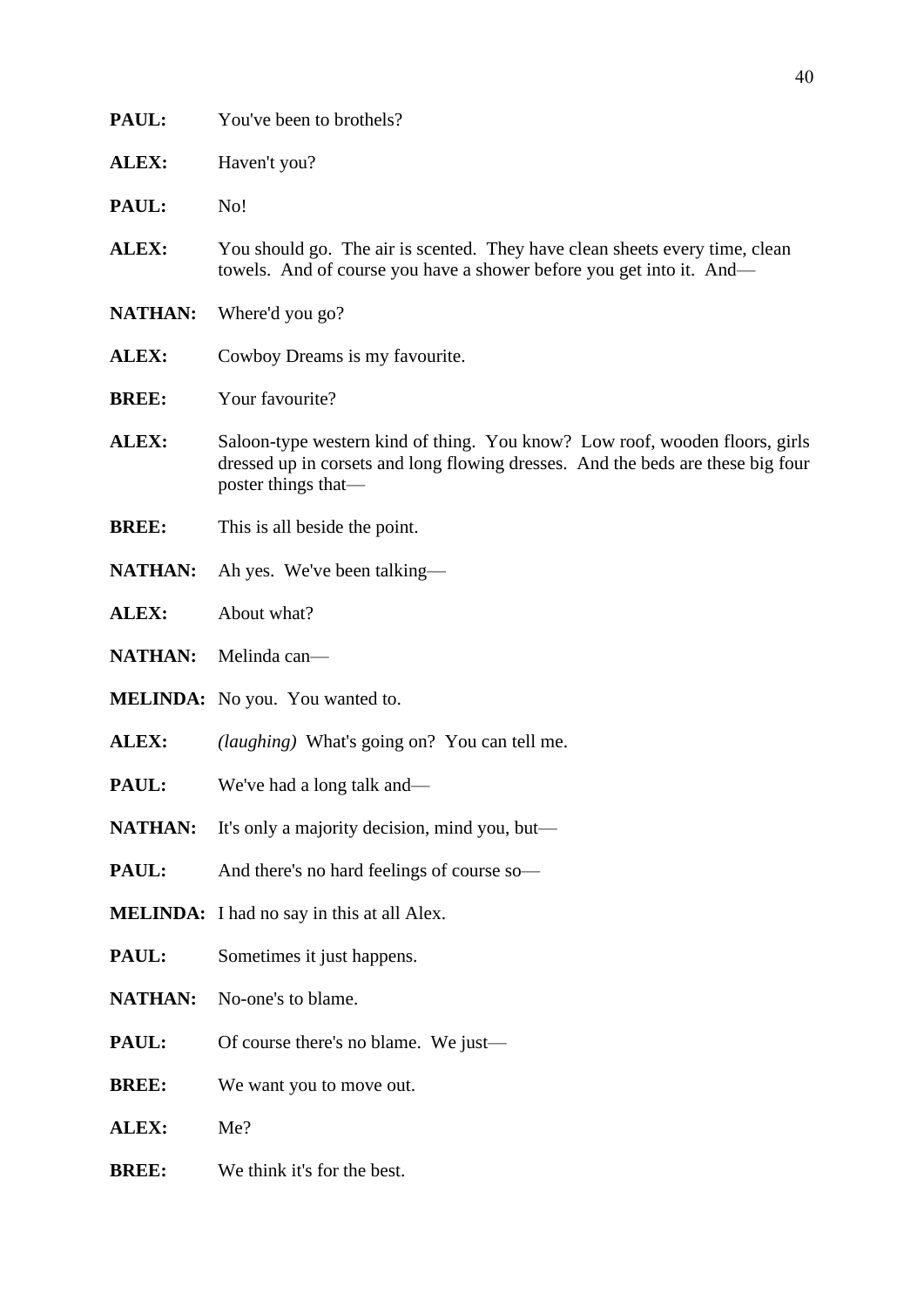**PAUL:** You've been to brothels?

**ALEX:** Haven't you?

**PAUL:** No!

**ALEX:** You should go. The air is scented. They have clean sheets every time, clean towels. And of course you have a shower before you get into it. And—

**NATHAN:** Where'd you go?

**ALEX:** Cowboy Dreams is my favourite.

**BREE:** Your favourite?

**ALEX:** Saloon-type western kind of thing. You know? Low roof, wooden floors, girls dressed up in corsets and long flowing dresses. And the beds are these big four poster things that—

**BREE:** This is all beside the point.

**NATHAN:** Ah yes. We've been talking—

**ALEX:** About what?

**NATHAN:** Melinda can—

**MELINDA:** No you. You wanted to.

**ALEX:** *(laughing)* What's going on? You can tell me.

**PAUL:** We've had a long talk and—

**NATHAN:** It's only a majority decision, mind you, but—

**PAUL:** And there's no hard feelings of course so—

**MELINDA:** I had no say in this at all Alex.

**PAUL:** Sometimes it just happens.

**NATHAN:** No-one's to blame.

**PAUL:** Of course there's no blame. We just—

**BREE:** We want you to move out.

**ALEX:** Me?

**BREE:** We think it's for the best.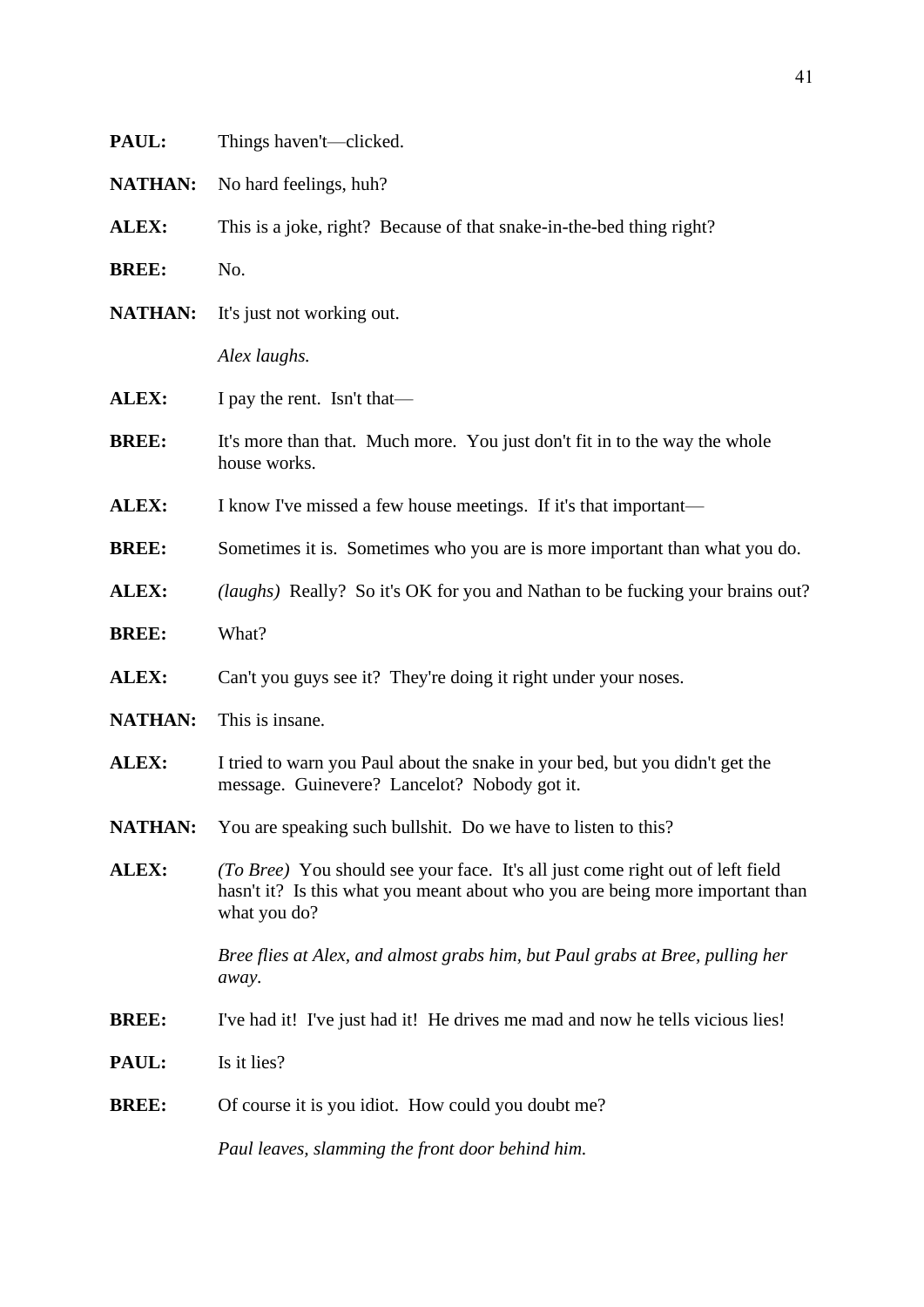**PAUL:** Things haven't—clicked.

**NATHAN:** No hard feelings, huh?

**ALEX:** This is a joke, right? Because of that snake-in-the-bed thing right?

**BREE:** No.

**NATHAN:** It's just not working out.

*Alex laughs.*

**ALEX:** I pay the rent. Isn't that—

**BREE:** It's more than that. Much more. You just don't fit in to the way the whole house works.

**ALEX:** I know I've missed a few house meetings. If it's that important—

**BREE:** Sometimes it is. Sometimes who you are is more important than what you do.

**ALEX:** *(laughs)* Really? So it's OK for you and Nathan to be fucking your brains out?

**BREE:** What?

**ALEX:** Can't you guys see it? They're doing it right under your noses.

**NATHAN:** This is insane.

**ALEX:** I tried to warn you Paul about the snake in your bed, but you didn't get the message. Guinevere? Lancelot? Nobody got it.

**NATHAN:** You are speaking such bullshit. Do we have to listen to this?

**ALEX:** *(To Bree)* You should see your face. It's all just come right out of left field hasn't it? Is this what you meant about who you are being more important than what you do?

*Bree flies at Alex, and almost grabs him, but Paul grabs at Bree, pulling her away.*

**BREE:** I've had it! I've just had it! He drives me mad and now he tells vicious lies!

**PAUL:** Is it lies?

**BREE:** Of course it is you idiot. How could you doubt me?

*Paul leaves, slamming the front door behind him.*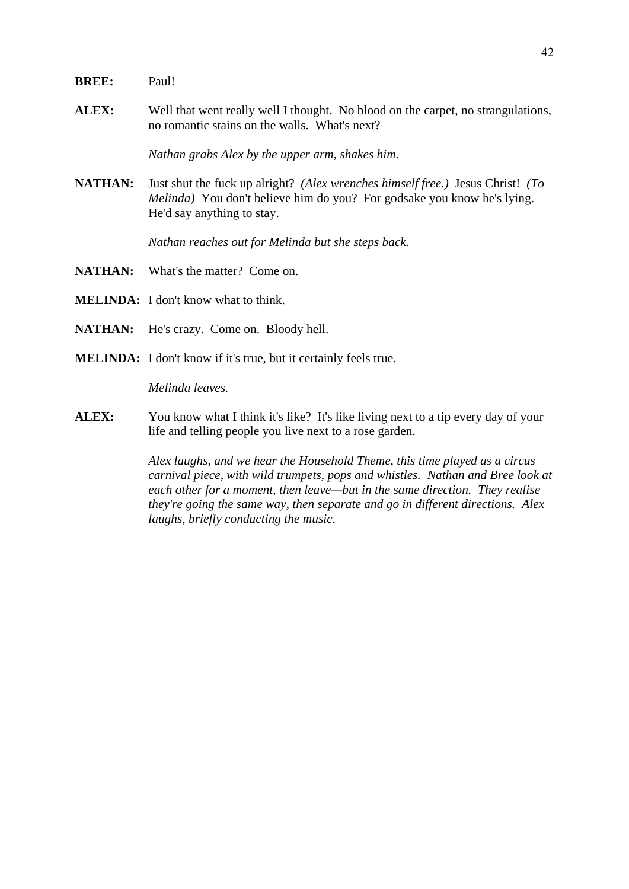**BREE:** Paul!

**ALEX:** Well that went really well I thought. No blood on the carpet, no strangulations, no romantic stains on the walls. What's next?

*Nathan grabs Alex by the upper arm, shakes him.*

**NATHAN:** Just shut the fuck up alright? *(Alex wrenches himself free.)* Jesus Christ! *(To Melinda)* You don't believe him do you? For godsake you know he's lying. He'd say anything to stay.

*Nathan reaches out for Melinda but she steps back.*

**NATHAN:** What's the matter? Come on.

**MELINDA:** I don't know what to think.

**NATHAN:** He's crazy. Come on. Bloody hell.

**MELINDA:** I don't know if it's true, but it certainly feels true.

*Melinda leaves.*

**ALEX:** You know what I think it's like? It's like living next to a tip every day of your life and telling people you live next to a rose garden.

*Alex laughs, and we hear the Household Theme, this time played as a circus carnival piece, with wild trumpets, pops and whistles. Nathan and Bree look at each other for a moment, then leave—but in the same direction. They realise they're going the same way, then separate and go in different directions. Alex laughs, briefly conducting the music.*